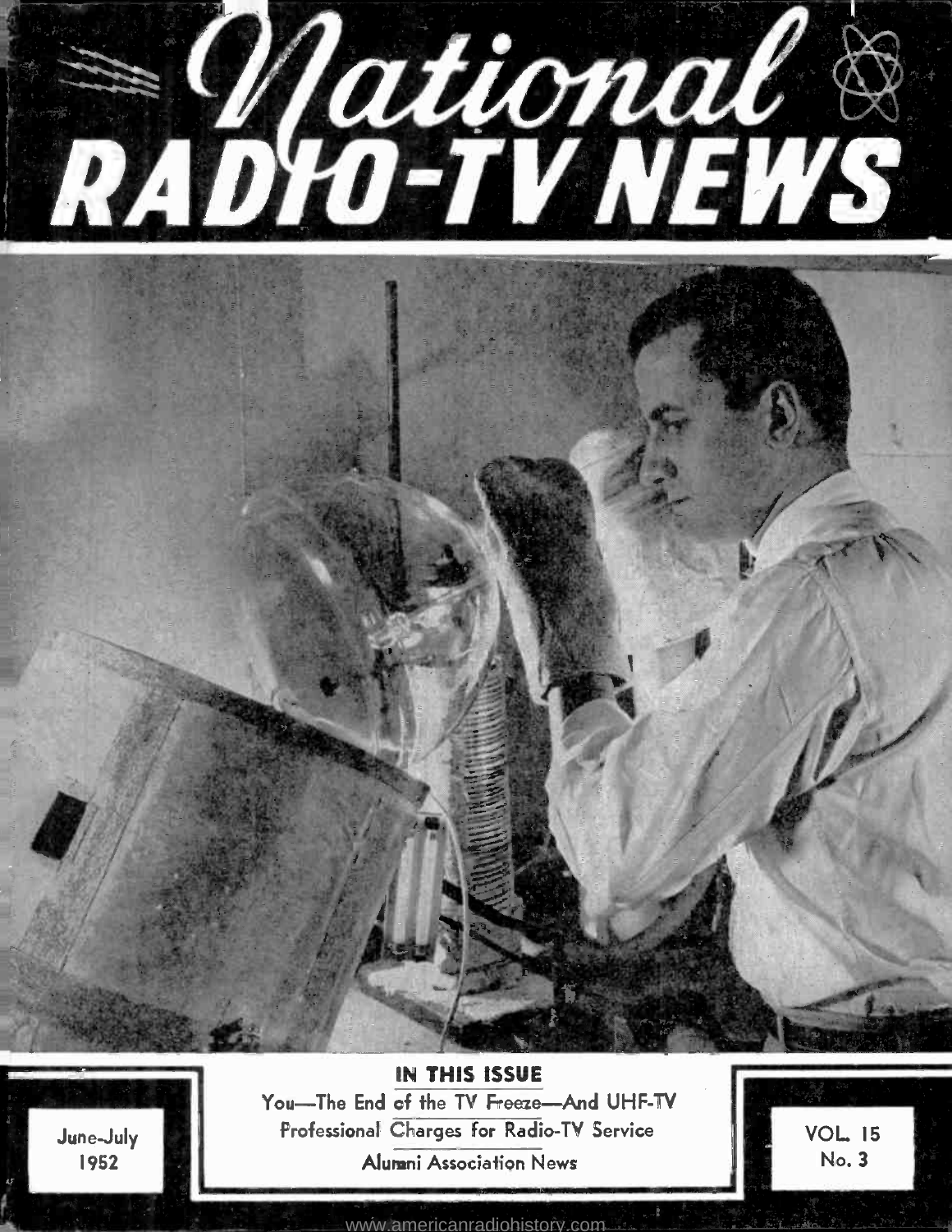# National RADIO-TV NEWS

**IN THIS ISSUE**

You—The End of the TV Freeze—And UHF-TV

Professional Charges for Radio-TV Service

Alumni Association News

June-July 1952

VOL. 15 No. 3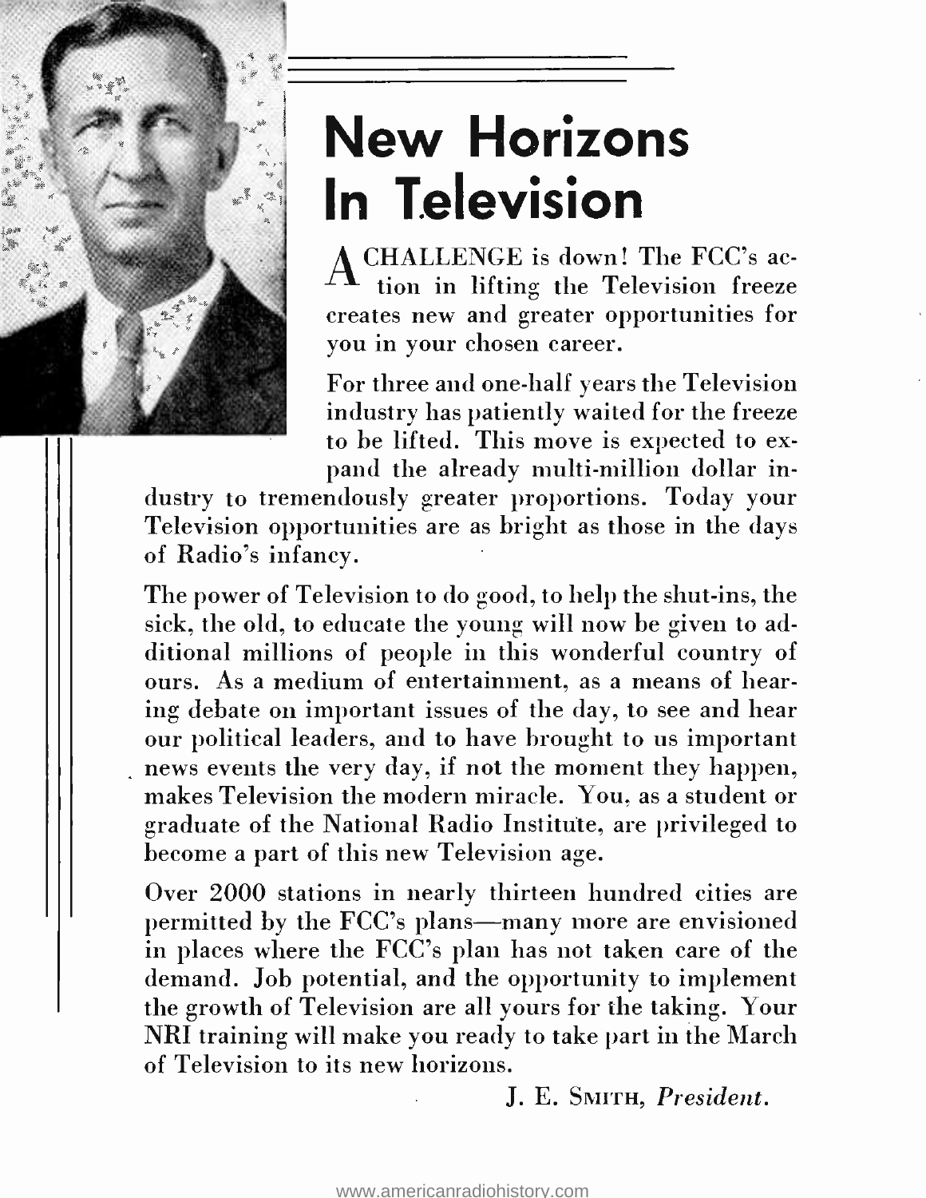# New Horizons In Television

A CHALLENGE is down! The FCC's action in lifting the Television freeze creates new and greater opportunities for you in your chosen career.

For three and one-half years the Television industry has patiently waited for the freeze to be lifted. This move is expected to expand the already multi-million dollar industry to tremendously greater proportions. Today your Television opportunities are as bright as those in the days of Radio's infancy.

The power of Television to do good, to help the shut-ins, the sick, the old, to educate the young will now be given to additional millions of people in this wonderful country of ours. As a medium of entertainment, as a means of hearing debate on important issues of the day, to see and hear our political leaders, and to have brought to us important news events the very day, if not the moment they happen, makes Television the modern miracle. You, as a student or graduate of the National Radio Institute, are privileged to become a part of this new Television age.

Over 2000 stations in nearly thirteen hundred cities are permitted by the FCC's plans—many more are envisioned in places where the FCC's plan has not taken care of the demand. Job potential, and the opportunity to implement the growth of Television are all yours for the taking. Your NRI training will make you ready to take part in the March of Television to its new horizons.

J. E. SMITH, *President.*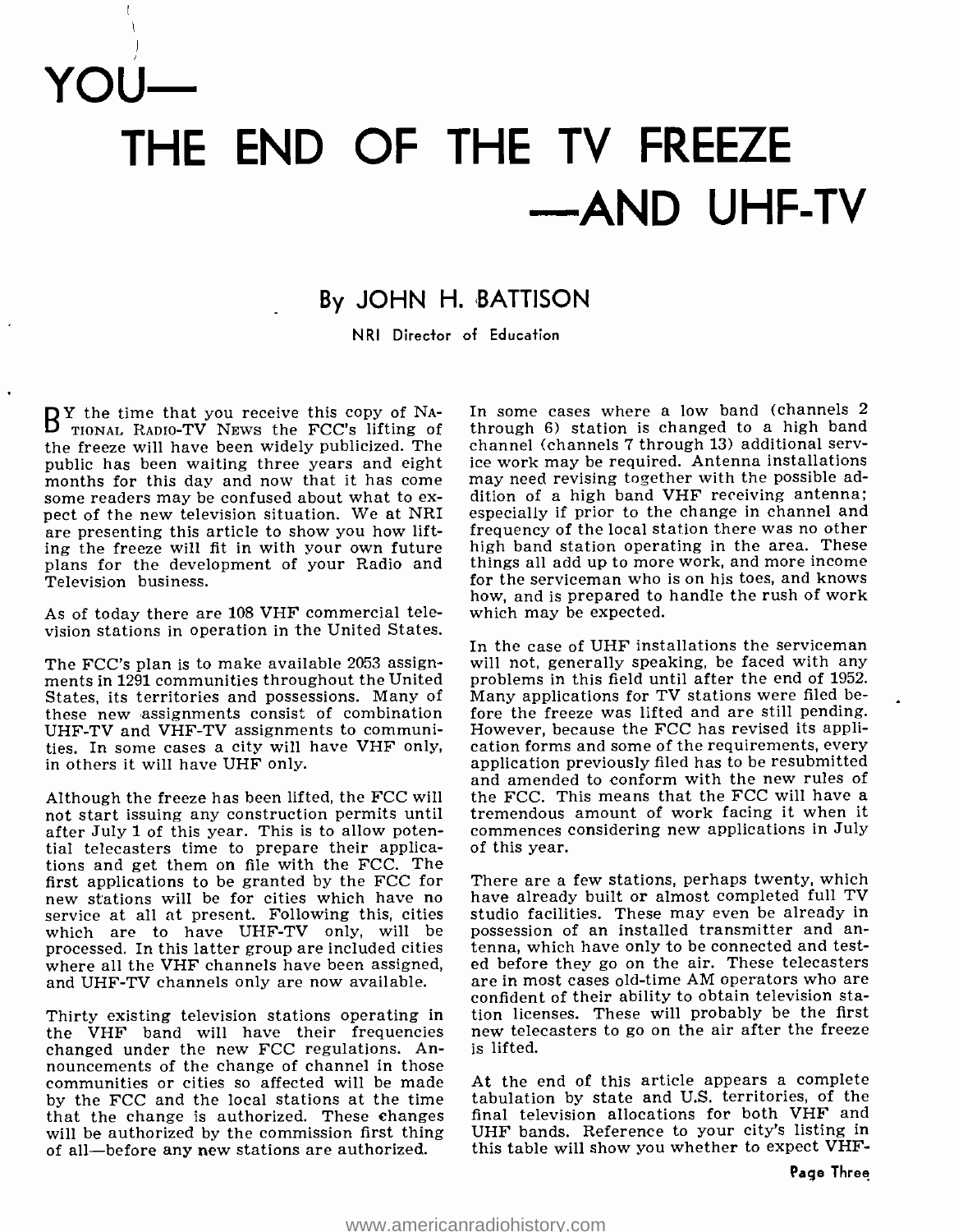# YOU—
# THE END OF THE TV FREEZE —AND UHF-TV

## By JOHN H. BATTISON

NRI Director of Education

BY the time that you receive this copy of NATIONAL RADIO-TV NEWS the FCC's lifting of the freeze will have been widely publicized. The public has been waiting three years and eight months for this day and now that it has come some readers may be confused about what to expect of the new television situation. We at NRI are presenting this article to show you how lifting the freeze will fit in with your own future plans for the development of your Radio and Television business.

As of today there are 108 VHF commercial television stations in operation in the United States.

The FCC's plan is to make available 2053 assignments in 1291 communities throughout the United States, its territories and possessions. Many of these new assignments consist of combination UHF-TV and VHF-TV assignments to communities. In some cases a city will have VHF only, in others it will have UHF only.

Although the freeze has been lifted, the FCC will not start issuing any construction permits until after July 1 of this year. This is to allow potential telecasters time to prepare their applications and get them on file with the FCC. The first applications to be granted by the FCC for new stations will be for cities which have no service at all at present. Following this, cities which are to have UHF-TV only, will be processed. In this latter group are included cities where all the VHF channels have been assigned, and UHF-TV channels only are now available.

Thirty existing television stations operating in the VHF band will have their frequencies changed under the new FCC regulations. Announcements of the change of channel in those communities or cities so affected will be made by the FCC and the local stations at the time that the change is authorized. These changes will be authorized by the commission first thing of all—before any new stations are authorized. In some cases where a low band (channels 2 through 6) station is changed to a high band channel (channels 7 through 13) additional service work may be required. Antenna installations may need revising together with the possible addition of a high band VHF receiving antenna; especially if prior to the change in channel and frequency of the local station there was no other high band station operating in the area. These things all add up to more work, and more income for the serviceman who is on his toes, and knows how, and is prepared to handle the rush of work which may be expected.

In the case of UHF installations the serviceman will not, generally speaking, be faced with any problems in this field until after the end of 1952. Many applications for TV stations were filed before the freeze was lifted and are still pending. However, because the FCC has revised its application forms and some of the requirements, every application previously filed has to be resubmitted and amended to conform with the new rules of the FCC. This means that the FCC will have a tremendous amount of work facing it when it commences considering new applications in July of this year.

There are a few stations, perhaps twenty, which have already built or almost completed full TV studio facilities. These may even be already in possession of an installed transmitter and antenna, which have only to be connected and tested before they go on the air. These telecasters are in most cases old-time AM operators who are confident of their ability to obtain television station licenses. These will probably be the first new telecasters to go on the air after the freeze is lifted.

At the end of this article appears a complete tabulation by state and U.S. territories, of the final television allocations for both VHF and UHF bands. Reference to your city's listing in this table will show you whether to expect VHF-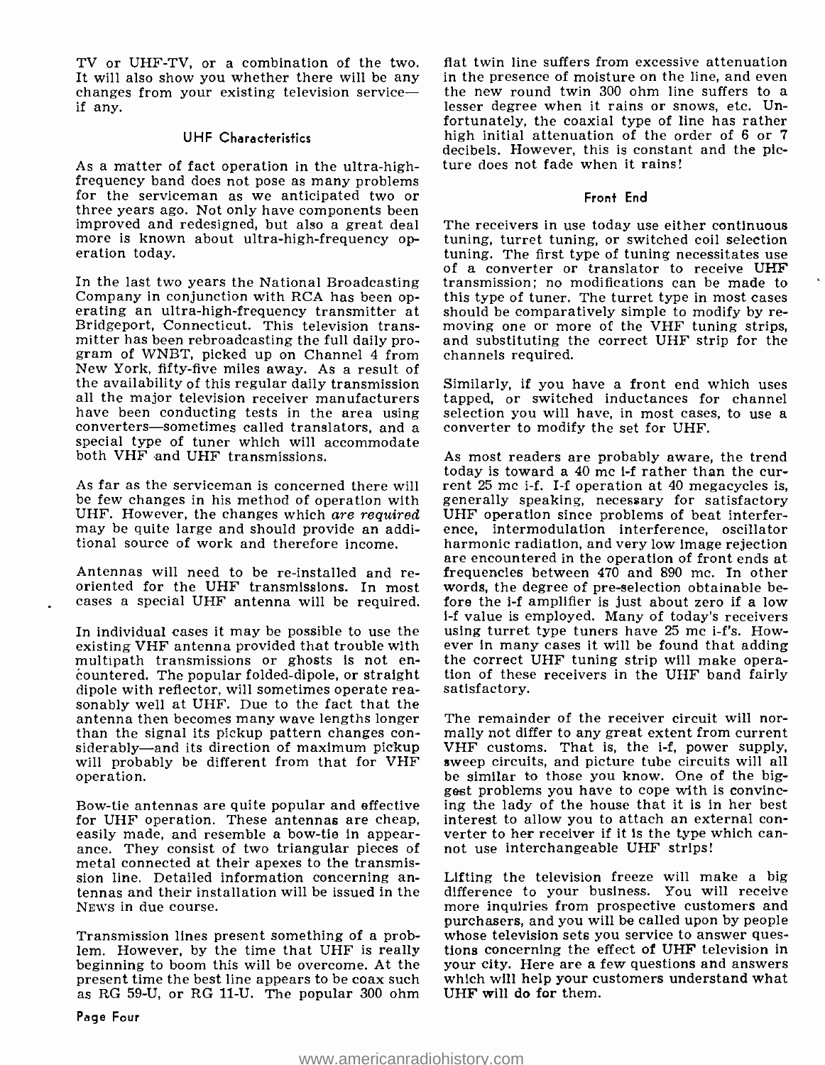TV or UHF-TV, or a combination of the two. It will also show you whether there will be any changes from your existing television service—if any.

### UHF Characteristics

As a matter of fact operation in the ultra-high-frequency band does not pose as many problems for the serviceman as we anticipated two or three years ago. Not only have components been improved and redesigned, but also a great deal more is known about ultra-high-frequency operation today.

In the last two years the National Broadcasting Company in conjunction with RCA has been operating an ultra-high-frequency transmitter at Bridgeport, Connecticut. This television transmitter has been rebroadcasting the full daily program of WNBT, picked up on Channel 4 from New York, fifty-five miles away. As a result of the availability of this regular daily transmission all the major television receiver manufacturers have been conducting tests in the area using converters—sometimes called translators, and a special type of tuner which will accommodate both VHF and UHF transmissions.

As far as the serviceman is concerned there will be few changes in his method of operation with UHF. However, the changes which *are required* may be quite large and should provide an additional source of work and therefore income.

Antennas will need to be re-installed and re-oriented for the UHF transmissions. In most cases a special UHF antenna will be required.

In individual cases it may be possible to use the existing VHF antenna provided that trouble with multipath transmissions or ghosts is not encountered. The popular folded-dipole, or straight dipole with reflector, will sometimes operate reasonably well at UHF. Due to the fact that the antenna then becomes many wave lengths longer than the signal its pickup pattern changes considerably—and its direction of maximum pickup will probably be different from that for VHF operation.

Bow-tie antennas are quite popular and effective for UHF operation. These antennas are cheap, easily made, and resemble a bow-tie in appearance. They consist of two triangular pieces of metal connected at their apexes to the transmission line. Detailed information concerning antennas and their installation will be issued in the NEWS in due course.

Transmission lines present something of a problem. However, by the time that UHF is really beginning to boom this will be overcome. At the present time the best line appears to be coax such as RG 59-U, or RG 11-U. The popular 300 ohm flat twin line suffers from excessive attenuation in the presence of moisture on the line, and even the new round twin 300 ohm line suffers to a lesser degree when it rains or snows, etc. Unfortunately, the coaxial type of line has rather high initial attenuation of the order of 6 or 7 decibels. However, this is constant and the picture does not fade when it rains!

### Front End

The receivers in use today use either continuous tuning, turret tuning, or switched coil selection tuning. The first type of tuning necessitates use of a converter or translator to receive UHF transmission; no modifications can be made to this type of tuner. The turret type in most cases should be comparatively simple to modify by removing one or more of the VHF tuning strips, and substituting the correct UHF strip for the channels required.

Similarly, if you have a front end which uses tapped, or switched inductances for channel selection you will have, in most cases, to use a converter to modify the set for UHF.

As most readers are probably aware, the trend today is toward a 40 mc i-f rather than the current 25 mc i-f. I-f operation at 40 megacycles is, generally speaking, necessary for satisfactory UHF operation since problems of beat interference, intermodulation interference, oscillator harmonic radiation, and very low image rejection are encountered in the operation of front ends at frequencies between 470 and 890 mc. In other words, the degree of pre-selection obtainable before the i-f amplifier is just about zero if a low i-f value is employed. Many of today's receivers using turret type tuners have 25 mc i-f's. However in many cases it will be found that adding the correct UHF tuning strip will make operation of these receivers in the UHF band fairly satisfactory.

The remainder of the receiver circuit will normally not differ to any great extent from current VHF customs. That is, the i-f, power supply, sweep circuits, and picture tube circuits will all be similar to those you know. One of the biggest problems you have to cope with is convincing the lady of the house that it is in her best interest to allow you to attach an external converter to her receiver if it is the type which cannot use interchangeable UHF strips!

Lifting the television freeze will make a big difference to your business. You will receive more inquiries from prospective customers and purchasers, and you will be called upon by people whose television sets you service to answer questions concerning the effect of UHF television in your city. Here are a few questions and answers which will help your customers understand what UHF will do for them.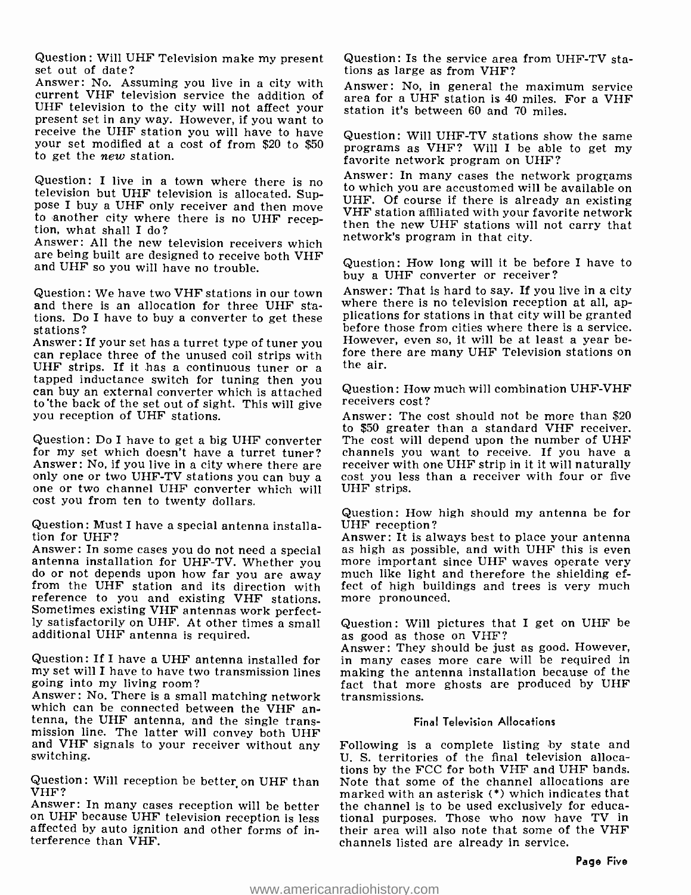Question: Will UHF Television make my present set out of date?
Answer: No. Assuming you live in a city with current VHF television service the addition of UHF television to the city will not affect your present set in any way. However, if you want to receive the UHF station you will have to have your set modified at a cost of from $20 to $50 to get the *new* station.

Question: I live in a town where there is no television but UHF television is allocated. Suppose I buy a UHF only receiver and then move to another city where there is no UHF reception, what shall I do?
Answer: All the new television receivers which are being built are designed to receive both VHF and UHF so you will have no trouble.

Question: We have two VHF stations in our town and there is an allocation for three UHF stations. Do I have to buy a converter to get these stations?
Answer: If your set has a turret type of tuner you can replace three of the unused coil strips with UHF strips. If it has a continuous tuner or a tapped inductance switch for tuning then you can buy an external converter which is attached to the back of the set out of sight. This will give you reception of UHF stations.

Question: Do I have to get a big UHF converter for my set which doesn't have a turret tuner?
Answer: No, if you live in a city where there are only one or two UHF-TV stations you can buy a one or two channel UHF converter which will cost you from ten to twenty dollars.

Question: Must I have a special antenna installation for UHF?
Answer: In some cases you do not need a special antenna installation for UHF-TV. Whether you do or not depends upon how far you are away from the UHF station and its direction with reference to you and existing VHF stations. Sometimes existing VHF antennas work perfectly satisfactorily on UHF. At other times a small additional UHF antenna is required.

Question: If I have a UHF antenna installed for my set will I have to have two transmission lines going into my living room?
Answer: No. There is a small matching network which can be connected between the VHF antenna, the UHF antenna, and the single transmission line. The latter will convey both UHF and VHF signals to your receiver without any switching.

Question: Will reception be better on UHF than VHF?
Answer: In many cases reception will be better on UHF because UHF television reception is less affected by auto ignition and other forms of interference than VHF.

Question: Is the service area from UHF-TV stations as large as from VHF?
Answer: No, in general the maximum service area for a UHF station is 40 miles. For a VHF station it's between 60 and 70 miles.

Question: Will UHF-TV stations show the same programs as VHF? Will I be able to get my favorite network program on UHF?
Answer: In many cases the network programs to which you are accustomed will be available on UHF. Of course if there is already an existing VHF station affiliated with your favorite network then the new UHF stations will not carry that network's program in that city.

Question: How long will it be before I have to buy a UHF converter or receiver?
Answer: That is hard to say. If you live in a city where there is no television reception at all, applications for stations in that city will be granted before those from cities where there is a service. However, even so, it will be at least a year before there are many UHF Television stations on the air.

Question: How much will combination UHF-VHF receivers cost?
Answer: The cost should not be more than $20 to $50 greater than a standard VHF receiver. The cost will depend upon the number of UHF channels you want to receive. If you have a receiver with one UHF strip in it it will naturally cost you less than a receiver with four or five UHF strips.

Question: How high should my antenna be for UHF reception?
Answer: It is always best to place your antenna as high as possible, and with UHF this is even more important since UHF waves operate very much like light and therefore the shielding effect of high buildings and trees is very much more pronounced.

Question: Will pictures that I get on UHF be as good as those on VHF?
Answer: They should be just as good. However, in many cases more care will be required in making the antenna installation because of the fact that more ghosts are produced by UHF transmissions.

## Final Television Allocations

Following is a complete listing by state and U. S. territories of the final television allocations by the FCC for both VHF and UHF bands. Note that some of the channel allocations are marked with an asterisk (*) which indicates that the channel is to be used exclusively for educational purposes. Those who now have TV in their area will also note that some of the VHF channels listed are already in service.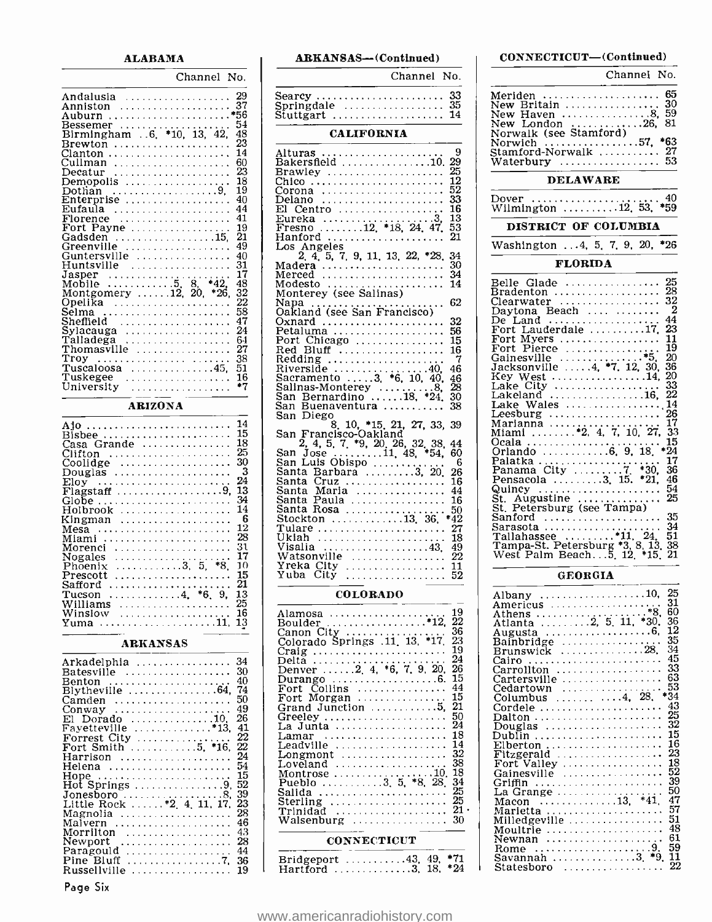## ALABAMA

| | Channel No. |
|---|---|
| Andalusia | 29 |
| Anniston | 37 |
| Auburn | *56 |
| Bessemer | 54 |
| Birmingham | 6, *10, 13, 42, 48 |
| Brewton | 23 |
| Clanton | 14 |
| Cullman | 60 |
| Decatur | 23 |
| Demopolis | 18 |
| Dothan | 9, 19 |
| Enterprise | 40 |
| Eufaula | 44 |
| Florence | 41 |
| Fort Payne | 19 |
| Gadsden | 15, 21 |
| Greenville | 49 |
| Guntersville | 40 |
| Huntsville | 31 |
| Jasper | 17 |
| Mobile | 5, 8, *42, 48 |
| Montgomery | 12, 20, *26, 32 |
| Opelika | 22 |
| Selma | 58 |
| Sheffield | 47 |
| Sylacauga | 24 |
| Talladega | 64 |
| Thomasville | 27 |
| Troy | 38 |
| Tuscaloosa | 45, 51 |
| Tuskegee | 16 |
| University | *7 |

## ARIZONA

| | Channel No. |
|---|---|
| Ajo | 14 |
| Bisbee | 15 |
| Casa Grande | 18 |
| Clifton | 25 |
| Coolidge | 30 |
| Douglas | 3 |
| Eloy | 24 |
| Flagstaff | 9, 13 |
| Globe | 34 |
| Holbrook | 14 |
| Kingman | 6 |
| Mesa | 12 |
| Miami | 28 |
| Morenci | 31 |
| Nogales | 17 |
| Phoenix | 3, 5, *8, 10 |
| Prescott | 15 |
| Safford | 21 |
| Tucson | 4, *6, 9, 13 |
| Williams | 25 |
| Winslow | 16 |
| Yuma | 11, 13 |

## ARKANSAS

| | Channel No. |
|---|---|
| Arkadelphia | 34 |
| Batesville | 30 |
| Benton | 40 |
| Blytheville | 64, 74 |
| Camden | 50 |
| Conway | 49 |
| El Dorado | 10, 26 |
| Fayetteville | *13, 41 |
| Forrest City | 22 |
| Fort Smith | 5, *16, 22 |
| Harrison | 24 |
| Helena | 54 |
| Hope | 15 |
| Hot Springs | 9, 52 |
| Jonesboro | 8, 39 |
| Little Rock | *2, 4, 11, 17, 23 |
| Magnolia | 28 |
| Malvern | 46 |
| Morrilton | 43 |
| Newport | 28 |
| Paragould | 44 |
| Pine Bluff | 7, 36 |
| Russellville | 19 |

## ARKANSAS—(Continued)

| | Channel No. |
|---|---|
| Searcy | 33 |
| Springdale | 35 |
| Stuttgart | 14 |

## CALIFORNIA

| | Channel No. |
|---|---|
| Alturas | 9 |
| Bakersfield | 10, 29 |
| Brawley | 25 |
| Chico | 12 |
| Corona | 52 |
| Delano | 33 |
| El Centro | 16 |
| Eureka | 3, 13 |
| Fresno | 12, *18, 24, 47, 53 |
| Hanford | 21 |
| Los Angeles | 2, 4, 5, 7, 9, 11, 13, 22, *28, 34 |
| Madera | 30 |
| Merced | 34 |
| Modesto | 14 |
| Monterey (see Salinas) | |
| Napa | 62 |
| Oakland (see San Francisco) | |
| Oxnard | 32 |
| Petaluma | 56 |
| Port Chicago | 15 |
| Red Bluff | 16 |
| Redding | 7 |
| Riverside | 40, 46 |
| Sacramento | 3, *6, 10, 40, 46 |
| Salinas-Monterey | 8, 28 |
| San Bernardino | 18, *24, 30 |
| San Buenaventura | 38 |
| San Diego | 8, 10, *15, 21, 27, 33, 39 |
| San Francisco-Oakland | 2, 4, 5, 7, *9, 20, 26, 32, 38, 44 |
| San Jose | 11, 48, *54, 60 |
| San Luis Obispo | 6 |
| Santa Barbara | 3, 20, 26 |
| Santa Cruz | 16 |
| Santa Maria | 44 |
| Santa Paula | 16 |
| Santa Rosa | 50 |
| Stockton | 13, 36, *42 |
| Tulare | 27 |
| Ukiah | 18 |
| Visalia | 43, 49 |
| Watsonville | 22 |
| Yreka City | 11 |
| Yuba City | 52 |

## COLORADO

| | Channel No. |
|---|---|
| Alamosa | 19 |
| Boulder | *12, 22 |
| Canon City | 36 |
| Colorado Springs | 11, 13, *17, 23 |
| Craig | 19 |
| Delta | 24 |
| Denver | 2, 4, *6, 7, 9, 20, 26 |
| Durango | 6, 15 |
| Fort Collins | 44 |
| Fort Morgan | 15 |
| Grand Junction | 5, 21 |
| Greeley | 50 |
| La Junta | 24 |
| Lamar | 18 |
| Leadville | 14 |
| Longmont | 32 |
| Loveland | 38 |
| Montrose | 10, 18 |
| Pueblo | 3, 5, *8, 28, 34 |
| Salida | 25 |
| Sterling | 25 |
| Trinidad | 21 |
| Walsenburg | 30 |

## CONNECTICUT

| | Channel No. |
|---|---|
| Bridgeport | 43, 49, *71 |
| Hartford | 3, 18, *24 |

## CONNECTICUT—(Continued)

| | Channel No. |
|---|---|
| Meriden | 65 |
| New Britain | 30 |
| New Haven | 8, 59 |
| New London | 26, 81 |
| Norwalk (see Stamford) | |
| Norwich | 57, *63 |
| Stamford-Norwalk | 27 |
| Waterbury | 53 |

## DELAWARE

| | Channel No. |
|---|---|
| Dover | 40 |
| Wilmington | 12, 53, *59 |

## DISTRICT OF COLUMBIA

| | Channel No. |
|---|---|
| Washington | 4, 5, 7, 9, 20, *26 |

## FLORIDA

| | Channel No. |
|---|---|
| Belle Glade | 25 |
| Bradenton | 28 |
| Clearwater | 32 |
| Daytona Beach | 2 |
| De Land | 44 |
| Fort Lauderdale | 17, 23 |
| Fort Myers | 11 |
| Fort Pierce | 19 |
| Gainesville | *5, 20 |
| Jacksonville | 4, *7, 12, 30, 36 |
| Key West | 14, 20 |
| Lake City | 33 |
| Lakeland | 16, 22 |
| Lake Wales | 14 |
| Leesburg | 26 |
| Marianna | 17 |
| Miami | *2, 4, 7, 10, 27, 33 |
| Ocala | 15 |
| Orlando | 6, 9, 18, *24 |
| Palatka | 17 |
| Panama City | 7, *30, 36 |
| Pensacola | 3, 15, *21, 46 |
| Quincy | 54 |
| St. Augustine | 25 |
| St. Petersburg (see Tampa) | |
| Sanford | 35 |
| Sarasota | 34 |
| Tallahassee | *11, 24, 51 |
| Tampa-St. Petersburg | *3, 8, 13, 38 |
| West Palm Beach | 5, 12, *15, 21 |

## GEORGIA

| | Channel No. |
|---|---|
| Albany | 10, 25 |
| Americus | 31 |
| Athens | *8, 60 |
| Atlanta | 2, 5, 11, *30, 36 |
| Augusta | 6, 12 |
| Bainbridge | 35 |
| Brunswick | 28, 34 |
| Cairo | 45 |
| Carrollton | 33 |
| Cartersville | 63 |
| Cedartown | 53 |
| Columbus | 4, 28, *34 |
| Cordele | 43 |
| Dalton | 25 |
| Douglas | 32 |
| Dublin | 15 |
| Elberton | 16 |
| Fitzgerald | 23 |
| Fort Valley | 18 |
| Gainesville | 52 |
| Griffin | 39 |
| La Grange | 50 |
| Macon | 13, *41, 47 |
| Marietta | 57 |
| Milledgeville | 51 |
| Moultrie | 48 |
| Newnan | 61 |
| Rome | 9, 59 |
| Savannah | 3, *9, 11 |
| Statesboro | 22 |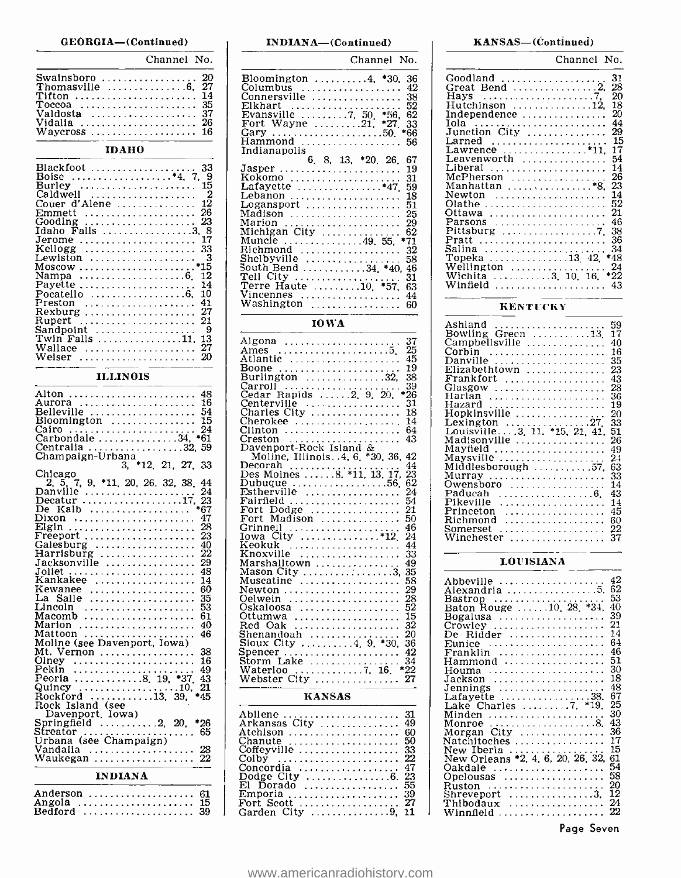## GEORGIA—(Continued)

| | Channel No. |
|---|---|
| Swainsboro | 20 |
| Thomasville | 6, 27 |
| Tifton | 14 |
| Toccoa | 35 |
| Valdosta | 37 |
| Vidalia | 26 |
| Waycross | 16 |

## IDAHO

| | Channel No. |
|---|---|
| Blackfoot | 33 |
| Boise | *4, 7, 9 |
| Burley | 15 |
| Caldwell | 2 |
| Couer d'Alene | 12 |
| Emmett | 26 |
| Gooding | 23 |
| Idaho Falls | 3, 8 |
| Jerome | 17 |
| Kellogg | 33 |
| Lewiston | 3 |
| Moscow | *15 |
| Nampa | 6, 12 |
| Payette | 14 |
| Pocatello | 6, 10 |
| Preston | 41 |
| Rexburg | 27 |
| Rupert | 21 |
| Sandpoint | 9 |
| Twin Falls | 11, 13 |
| Wallace | 27 |
| Weiser | 20 |

## ILLINOIS

| | Channel No. |
|---|---|
| Alton | 48 |
| Aurora | 16 |
| Belleville | 54 |
| Bloomington | 15 |
| Cairo | 24 |
| Carbondale | 34, *61 |
| Centralia | 32, 59 |
| Champaign-Urbana | 3, *12, 21, 27, 33 |
| Chicago | 2, 5, 7, 9, *11, 20, 26, 32, 38, 44 |
| Danville | 24 |
| Decatur | 17, 23 |
| De Kalb | *67 |
| Dixon | 47 |
| Elgin | 28 |
| Freeport | 23 |
| Galesburg | 40 |
| Harrisburg | 22 |
| Jacksonville | 29 |
| Joliet | 48 |
| Kankakee | 14 |
| Kewanee | 60 |
| La Salle | 35 |
| Lincoln | 53 |
| Macomb | 61 |
| Marion | 40 |
| Mattoon | 46 |
| Moline (see Davenport, Iowa) | |
| Mt. Vernon | 38 |
| Olney | 16 |
| Pekin | 49 |
| Peoria | 8, 19, *37, 43 |
| Quincy | 10, 21 |
| Rockford | 13, 39, *45 |
| Rock Island (see Davenport, Iowa) | |
| Springfield | 2, 20, *26 |
| Streator | 65 |
| Urbana (see Champaign) | |
| Vandalia | 28 |
| Waukegan | 22 |

## INDIANA

| | Channel No. |
|---|---|
| Anderson | 61 |
| Angola | 15 |
| Bedford | 39 |
| Bloomington | 4, *30, 36 |
| Columbus | 42 |
| Connersville | 38 |
| Elkhart | 52 |
| Evansville | 7, 50, *56, 62 |
| Fort Wayne | 21, *27, 33 |
| Gary | 50, *66 |
| Hammond | 56 |
| Indianapolis | 6, 8, 13, *20, 26, 67 |
| Jasper | 19 |
| Kokomo | 31 |
| Lafayette | *47, 59 |
| Lebanon | 18 |
| Logansport | 51 |
| Madison | 25 |
| Marion | 29 |
| Michigan City | 62 |
| Muncie | 49, 55, *71 |
| Richmond | 32 |
| Shelbyville | 58 |
| South Bend | 34, *40, 46 |
| Tell City | 31 |
| Terre Haute | 10, *57, 63 |
| Vincennes | 44 |
| Washington | 60 |

## IOWA

| | Channel No. |
|---|---|
| Algona | 37 |
| Ames | 5, 25 |
| Atlantic | 45 |
| Boone | 19 |
| Burlington | 32, 38 |
| Carroll | 39 |
| Cedar Rapids | 2, 9, 20, *26 |
| Centerville | 31 |
| Charles City | 18 |
| Cherokee | 14 |
| Clinton | 64 |
| Creston | 43 |
| Davenport-Rock Island & Moline, Illinois | 4, 6, *30, 36, 42 |
| Decorah | 44 |
| Des Moines | 8, *11, 13, 17, 23 |
| Dubuque | 56, 62 |
| Estherville | 24 |
| Fairfield | 54 |
| Fort Dodge | 21 |
| Fort Madison | 50 |
| Grinnell | 46 |
| Iowa City | *12, 24 |
| Keokuk | 44 |
| Knoxville | 33 |
| Marshalltown | 49 |
| Mason City | 3, 35 |
| Muscatine | 58 |
| Newton | 29 |
| Oelwein | 28 |
| Oskaloosa | 52 |
| Ottumwa | 15 |
| Red Oak | 32 |
| Shenandoah | 20 |
| Sioux City | 4, 9, *30, 36 |
| Spencer | 42 |
| Storm Lake | 34 |
| Waterloo | 7, 16, *22 |
| Webster City | 27 |

## KANSAS

| | Channel No. |
|---|---|
| Abilene | 31 |
| Arkansas City | 49 |
| Atchison | 60 |
| Chanute | 50 |
| Coffeyville | 33 |
| Colby | 22 |
| Concordia | 47 |
| Dodge City | 6, 23 |
| El Dorado | 55 |
| Emporia | 39 |
| Fort Scott | 27 |
| Garden City | 9, 11 |
| Goodland | 31 |
| Great Bend | 2, 28 |
| Hays | 7, 20 |
| Hutchinson | 12, 18 |
| Independence | 20 |
| Iola | 44 |
| Junction City | 29 |
| Larned | 15 |
| Lawrence | *11, 17 |
| Leavenworth | 54 |
| Liberal | 14 |
| McPherson | 26 |
| Manhattan | *8, 23 |
| Newton | 14 |
| Olathe | 52 |
| Ottawa | 21 |
| Parsons | 46 |
| Pittsburg | 7, 38 |
| Pratt | 36 |
| Salina | 34 |
| Topeka | 13, 42, *48 |
| Wellington | 24 |
| Wichita | 3, 10, 16, *22 |
| Winfield | 43 |

## KENTUCKY

| | Channel No. |
|---|---|
| Ashland | 59 |
| Bowling Green | 13, 17 |
| Campbellsville | 40 |
| Corbin | 16 |
| Danville | 35 |
| Elizabethtown | 23 |
| Frankfort | 43 |
| Glasgow | 28 |
| Harlan | 36 |
| Hazard | 19 |
| Hopkinsville | 20 |
| Lexington | 27, 33 |
| Louisville | 3, 11, *15, 21, 41, 51 |
| Madisonville | 26 |
| Mayfield | 49 |
| Maysville | 24 |
| Middlesborough | 57, 63 |
| Murray | 33 |
| Owensboro | 14 |
| Paducah | 6, 43 |
| Pikeville | 14 |
| Princeton | 45 |
| Richmond | 60 |
| Somerset | 22 |
| Winchester | 37 |

## LOUISIANA

| | Channel No. |
|---|---|
| Abbeville | 42 |
| Alexandria | 5, 62 |
| Bastrop | 53 |
| Baton Rouge | 10, 28, *34, 40 |
| Bogalusa | 39 |
| Crowley | 21 |
| De Ridder | 14 |
| Eunice | 64 |
| Franklin | 46 |
| Hammond | 51 |
| Houma | 30 |
| Jackson | 18 |
| Jennings | 48 |
| Lafayette | 38, 67 |
| Lake Charles | 7, *19, 25 |
| Minden | 30 |
| Monroe | 8, 43 |
| Morgan City | 36 |
| Natchitoches | 17 |
| New Iberia | 15 |
| New Orleans | *2, 4, 6, 20, 26, 32, 61 |
| Oakdale | 54 |
| Opelousas | 58 |
| Ruston | 20 |
| Shreveport | 3, 12 |
| Thibodaux | 24 |
| Winnfield | 22 |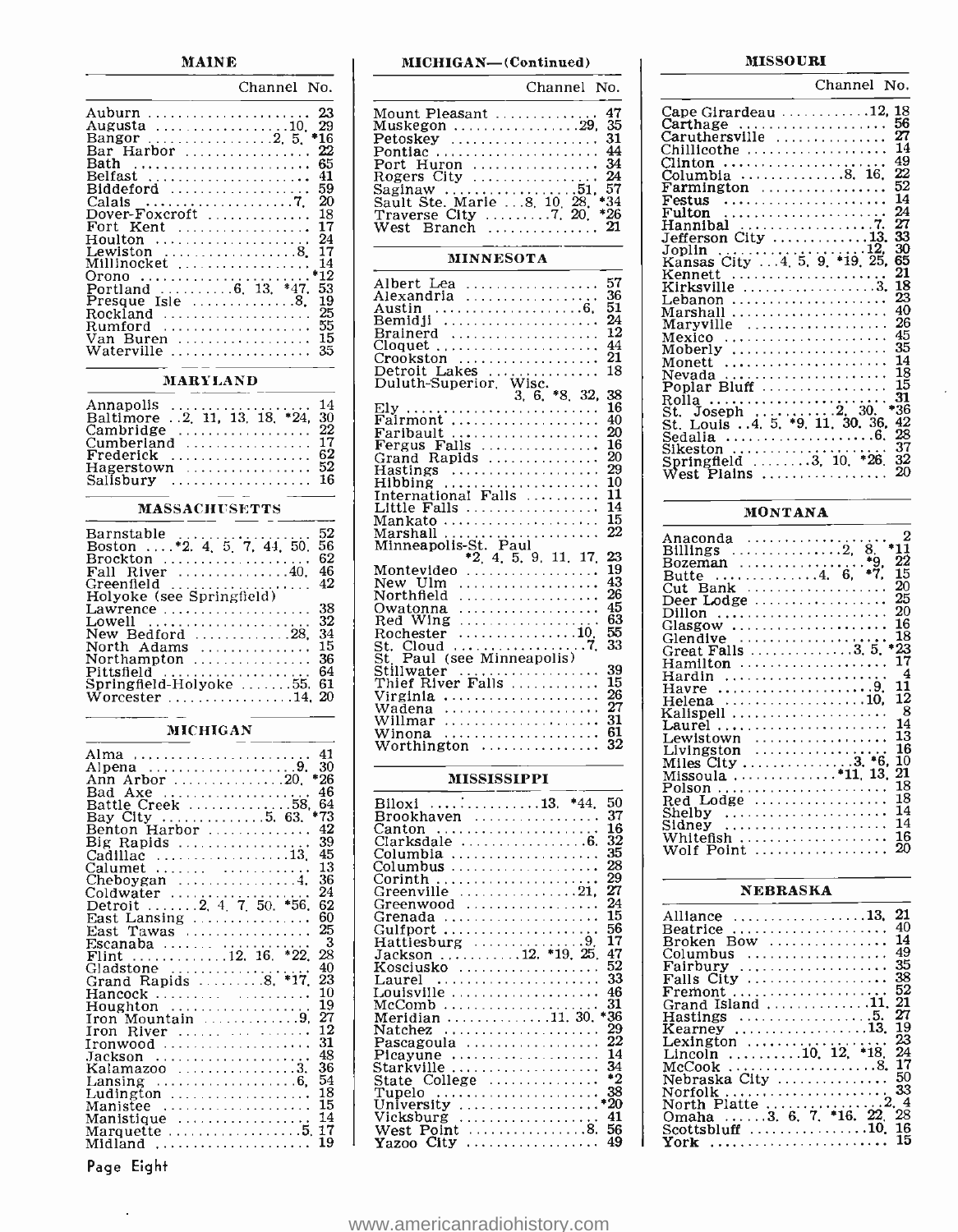## MAINE

| | Channel No. |
|---|---|
| Auburn | 23 |
| Augusta | 10, 29 |
| Bangor | 2, 5, *16 |
| Bar Harbor | 22 |
| Bath | 65 |
| Belfast | 41 |
| Biddeford | 59 |
| Calais | 7, 20 |
| Dover-Foxcroft | 18 |
| Fort Kent | 17 |
| Houlton | 24 |
| Lewiston | 8, 17 |
| Millinocket | 14 |
| Orono | *12 |
| Portland | 6, 13, *47, 53 |
| Presque Isle | 8, 19 |
| Rockland | 25 |
| Rumford | 55 |
| Van Buren | 15 |
| Waterville | 35 |

## MARYLAND

| | Channel No. |
|---|---|
| Annapolis | 14 |
| Baltimore | 2, 11, 13, 18, *24, 30 |
| Cambridge | 22 |
| Cumberland | 17 |
| Frederick | 62 |
| Hagerstown | 52 |
| Salisbury | 16 |

## MASSACHUSETTS

| | Channel No. |
|---|---|
| Barnstable | 52 |
| Boston | *2, 4, 5, 7, 44, 50, 56 |
| Brockton | 62 |
| Fall River | 40, 46 |
| Greenfield | 42 |
| Holyoke (see Springfield) | |
| Lawrence | 38 |
| Lowell | 32 |
| New Bedford | 28, 34 |
| North Adams | 15 |
| Northampton | 36 |
| Pittsfield | 64 |
| Springfield-Holyoke | 55, 61 |
| Worcester | 14, 20 |

## MICHIGAN

| | Channel No. |
|---|---|
| Alma | 41 |
| Alpena | 9, 30 |
| Ann Arbor | 20, *26 |
| Bad Axe | 46 |
| Battle Creek | 58, 64 |
| Bay City | 5, 63, *73 |
| Benton Harbor | 42 |
| Big Rapids | 39 |
| Cadillac | 13, 45 |
| Calumet | 13 |
| Cheboygan | 4, 36 |
| Coldwater | 24 |
| Detroit | 2, 4, 7, 50, *56, 62 |
| East Lansing | 60 |
| East Tawas | 25 |
| Escanaba | 3 |
| Flint | 12, 16, *22, 28 |
| Gladstone | 40 |
| Grand Rapids | 8, *17, 23 |
| Hancock | 10 |
| Houghton | 19 |
| Iron Mountain | 9, 27 |
| Iron River | 12 |
| Ironwood | 31 |
| Jackson | 48 |
| Kalamazoo | 3, 36 |
| Lansing | 6, 54 |
| Ludington | 18 |
| Manistee | 15 |
| Manistique | 14 |
| Marquette | 5, 17 |
| Midland | 19 |

## MICHIGAN—(Continued)

| | Channel No. |
|---|---|
| Mount Pleasant | 47 |
| Muskegon | 29, 35 |
| Petoskey | 31 |
| Pontiac | 44 |
| Port Huron | 34 |
| Rogers City | 24 |
| Saginaw | 51, 57 |
| Sault Ste. Marie | 8, 10, 28, *34 |
| Traverse City | 7, 20, *26 |
| West Branch | 21 |

## MINNESOTA

| | Channel No. |
|---|---|
| Albert Lea | 57 |
| Alexandria | 36 |
| Austin | 6, 51 |
| Bemidji | 24 |
| Brainerd | 12 |
| Cloquet | 44 |
| Crookston | 21 |
| Detroit Lakes | 18 |
| Duluth-Superior, Wisc. | 3, 6, *8, 32, 38 |
| Ely | 16 |
| Fairmont | 40 |
| Faribault | 20 |
| Fergus Falls | 16 |
| Grand Rapids | 20 |
| Hastings | 29 |
| Hibbing | 10 |
| International Falls | 11 |
| Little Falls | 14 |
| Mankato | 15 |
| Marshall | 22 |
| Minneapolis-St. Paul | *2, 4, 5, 9, 11, 17, 23 |
| Montevideo | 19 |
| New Ulm | 43 |
| Northfield | 26 |
| Owatonna | 45 |
| Red Wing | 63 |
| Rochester | 10, 55 |
| St. Cloud | 7, 33 |
| St. Paul (see Minneapolis) | |
| Stillwater | 39 |
| Thief River Falls | 15 |
| Virginia | 26 |
| Wadena | 27 |
| Willmar | 31 |
| Winona | 61 |
| Worthington | 32 |

## MISSISSIPPI

| | Channel No. |
|---|---|
| Biloxi | 13, *44, 50 |
| Brookhaven | 37 |
| Canton | 16 |
| Clarksdale | 6, 32 |
| Columbia | 35 |
| Columbus | 28 |
| Corinth | 29 |
| Greenville | 21, 27 |
| Greenwood | 24 |
| Grenada | 15 |
| Gulfport | 56 |
| Hattiesburg | 9, 17 |
| Jackson | 12, *19, 25, 47 |
| Kosciusko | 52 |
| Laurel | 33 |
| Louisville | 46 |
| McComb | 31 |
| Meridian | 11, 30, *36 |
| Natchez | 29 |
| Pascagoula | 22 |
| Picayune | 14 |
| Starkville | 34 |
| State College | *2 |
| Tupelo | 38 |
| University | *20 |
| Vicksburg | 41 |
| West Point | 8, 56 |
| Yazoo City | 49 |

## MISSOURI

| | Channel No. |
|---|---|
| Cape Girardeau | 12, 18 |
| Carthage | 56 |
| Caruthersville | 27 |
| Chillicothe | 14 |
| Clinton | 49 |
| Columbia | 8, 16, 22 |
| Farmington | 52 |
| Festus | 14 |
| Fulton | 24 |
| Hannibal | 7, 27 |
| Jefferson City | 13, 33 |
| Joplin | 12, 30 |
| Kansas City | 4, 5, 9, *19, 25, 65 |
| Kennett | 21 |
| Kirksville | 3, 18 |
| Lebanon | 23 |
| Marshall | 40 |
| Maryville | 26 |
| Mexico | 45 |
| Moberly | 35 |
| Monett | 14 |
| Nevada | 18 |
| Poplar Bluff | 15 |
| Rolla | 31 |
| St. Joseph | 2, 30, *36 |
| St. Louis | 4, 5, *9, 11, 30, 36, 42 |
| Sedalia | 6, 28 |
| Sikeston | 37 |
| Springfield | 3, 10, *26, 32 |
| West Plains | 20 |

## MONTANA

| | Channel No. |
|---|---|
| Anaconda | 2 |
| Billings | 2, 8, *11 |
| Bozeman | *9, 22 |
| Butte | 4, 6, *7, 15 |
| Cut Bank | 20 |
| Deer Lodge | 25 |
| Dillon | 20 |
| Glasgow | 16 |
| Glendive | 18 |
| Great Falls | 3, 5, *23 |
| Hamilton | 17 |
| Hardin | 4 |
| Havre | 9, 11 |
| Helena | 10, 12 |
| Kalispell | 8 |
| Laurel | 14 |
| Lewistown | 13 |
| Livingston | 16 |
| Miles City | 3, *6, 10 |
| Missoula | *11, 13, 21 |
| Polson | 18 |
| Red Lodge | 18 |
| Shelby | 14 |
| Sidney | 14 |
| Whitefish | 16 |
| Wolf Point | 20 |

## NEBRASKA

| | Channel No. |
|---|---|
| Alliance | 13, 21 |
| Beatrice | 40 |
| Broken Bow | 14 |
| Columbus | 49 |
| Fairbury | 35 |
| Falls City | 38 |
| Fremont | 52 |
| Grand Island | 11, 21 |
| Hastings | 5, 27 |
| Kearney | 13, 19 |
| Lexington | 23 |
| Lincoln | 10, 12, *18, 24 |
| McCook | 8, 17 |
| Nebraska City | 50 |
| Norfolk | 33 |
| North Platte | 2, 4 |
| Omaha | 3, 6, 7, *16, 22, 28 |
| Scottsbluff | 10, 16 |
| York | 15 |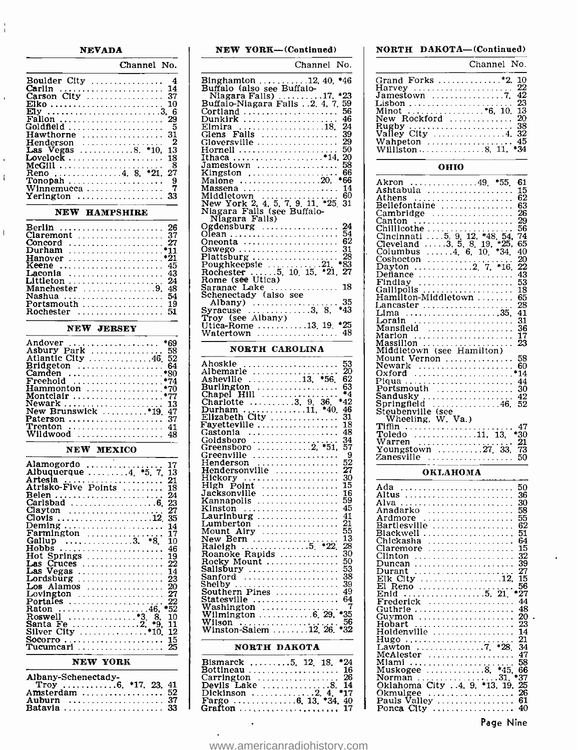## NEVADA

| | Channel No. |
|---|---|
| Boulder City | 4 |
| Carlin | 14 |
| Carson City | 37 |
| Elko | 10 |
| Ely | 3, 6 |
| Fallon | 29 |
| Goldfield | 5 |
| Hawthorne | 31 |
| Henderson | 2 |
| Las Vegas | 8, *10, 13 |
| Lovelock | 18 |
| McGill | 8 |
| Reno | 4, 8, *21, 27 |
| Tonopah | 9 |
| Winnemucca | 7 |
| Yerington | 33 |

## NEW HAMPSHIRE

| | Channel No. |
|---|---|
| Berlin | 26 |
| Claremont | 37 |
| Concord | 27 |
| Durham | *11 |
| Hanover | *21 |
| Keene | 45 |
| Laconia | 43 |
| Littleton | 24 |
| Manchester | 9, 48 |
| Nashua | 54 |
| Portsmouth | 19 |
| Rochester | 51 |

## NEW JERSEY

| | Channel No. |
|---|---|
| Andover | *69 |
| Asbury Park | 58 |
| Atlantic City | 46, 52 |
| Bridgeton | 64 |
| Camden | *80 |
| Freehold | *74 |
| Hammonton | *70 |
| Montclair | *77 |
| Newark | 13 |
| New Brunswick | *19, 47 |
| Paterson | 37 |
| Trenton | 41 |
| Wildwood | 48 |

## NEW MEXICO

| | Channel No. |
|---|---|
| Alamogordo | 17 |
| Albuquerque | 4, *5, 7, 13 |
| Artesia | 21 |
| Atrisko-Five Points | 18 |
| Belen | 24 |
| Carlsbad | 6, 23 |
| Clayton | 27 |
| Clovis | 12, 35 |
| Deming | 14 |
| Farmington | 17 |
| Gallup | 3, *8, 10 |
| Hobbs | 46 |
| Hot Springs | 19 |
| Las Cruces | 22 |
| Las Vegas | 14 |
| Lordsburg | 23 |
| Los Alamos | 20 |
| Lovington | 27 |
| Portales | 22 |
| Raton | 46, *52 |
| Roswell | *3, 8, 10 |
| Santa Fe | 2, *9, 11 |
| Silver City | *10, 12 |
| Socorro | 15 |
| Tucumcari | 25 |

## NEW YORK

| | Channel No. |
|---|---|
| Albany-Schenectady-Troy | 6, *17, 23, 41 |
| Amsterdam | 52 |
| Auburn | 37 |
| Batavia | 33 |

## NEW YORK—(Continued)

| | Channel No. |
|---|---|
| Binghamton | 12, 40, *46 |
| Buffalo (also see Buffalo-Niagara Falls) | 17, *23 |
| Buffalo-Niagara Falls | 2, 4, 7, 59 |
| Cortland | 56 |
| Dunkirk | 46 |
| Elmira | 18, 24 |
| Glens Falls | 39 |
| Gloversville | 29 |
| Hornell | 50 |
| Ithaca | *14, 20 |
| Jamestown | 58 |
| Kingston | 66 |
| Malone | 20, *66 |
| Massena | 14 |
| Middletown | 60 |
| New York | 2, 4, 5, 7, 9, 11, *25, 31 |
| Niagara Falls (see Buffalo-Niagara Falls) | |
| Ogdensburg | 24 |
| Olean | 54 |
| Oneonta | 62 |
| Oswego | 31 |
| Plattsburg | 28 |
| Poughkeepsie | 21, *83 |
| Rochester | 5, 10, 15, *21, 27 |
| Rome (see Utica) | |
| Saranac Lake | 18 |
| Schenectady (also see Albany) | 35 |
| Syracuse | 3, 8, *43 |
| Troy (see Albany) | |
| Utica-Rome | 13, 19, *25 |
| Watertown | 48 |

## NORTH CAROLINA

| | Channel No. |
|---|---|
| Ahoskie | 53 |
| Albemarle | 20 |
| Asheville | 13, *56, 62 |
| Burlington | 63 |
| Chapel Hill | *4 |
| Charlotte | 3, 9, 36, *42 |
| Durham | 11, *40, 46 |
| Elizabeth City | 31 |
| Fayetteville | 18 |
| Gastonia | 48 |
| Goldsboro | 34 |
| Greensboro | 2, *51, 57 |
| Greenville | 9 |
| Henderson | 52 |
| Hendersonville | 27 |
| Hickory | 30 |
| High Point | 15 |
| Jacksonville | 16 |
| Kannapolis | 59 |
| Kinston | 45 |
| Laurinburg | 41 |
| Lumberton | 21 |
| Mount Airy | 55 |
| New Bern | 13 |
| Raleigh | 5, *22, 28 |
| Roanoke Rapids | 30 |
| Rocky Mount | 50 |
| Salisbury | 53 |
| Sanford | 38 |
| Shelby | 39 |
| Southern Pines | 49 |
| Statesville | 64 |
| Washington | 7 |
| Wilmington | 6, 29, *35 |
| Wilson | 56 |
| Winston-Salem | 12, 26, *32 |

## NORTH DAKOTA

| | Channel No. |
|---|---|
| Bismarck | 5, 12, 18, *24 |
| Bottineau | 16 |
| Carrington | 26 |
| Devils Lake | 8, 14 |
| Dickinson | 2, 4, *17 |
| Fargo | 6, 13, *34, 40 |
| Grafton | 17 |

## NORTH DAKOTA—(Continued)

| | Channel No. |
|---|---|
| Grand Forks | *2, 10 |
| Harvey | 22 |
| Jamestown | 7, 42 |
| Lisbon | 23 |
| Minot | *6, 10, 13 |
| New Rockford | 20 |
| Rugby | 38 |
| Valley City | 4, 32 |
| Wahpeton | 45 |
| Williston | 8, 11, *34 |

## OHIO

| | Channel No. |
|---|---|
| Akron | 49, *55, 61 |
| Ashtabula | 15 |
| Athens | 62 |
| Bellefontaine | 63 |
| Cambridge | 26 |
| Canton | 29 |
| Chillicothe | 56 |
| Cincinnati | 5, 9, 12, *48, 54, 74 |
| Cleveland | 3, 5, 8, 19, *25, 65 |
| Columbus | 4, 6, 10, *34, 40 |
| Coshocton | 20 |
| Dayton | 2, 7, *16, 22 |
| Defiance | 43 |
| Findlay | 53 |
| Gallipolis | 18 |
| Hamilton-Middletown | 65 |
| Lancaster | 28 |
| Lima | 35, 41 |
| Lorain | 31 |
| Mansfield | 36 |
| Marion | 17 |
| Massillon | 23 |
| Middletown (see Hamilton) | |
| Mount Vernon | 58 |
| Newark | 60 |
| Oxford | *14 |
| Piqua | 44 |
| Portsmouth | 30 |
| Sandusky | 42 |
| Springfield | 46, 52 |
| Steubenville (see Wheeling, W. Va.) | |
| Tiffin | 47 |
| Toledo | 11, 13, *30 |
| Warren | 21 |
| Youngstown | 27, 33, 73 |
| Zanesville | 50 |

## OKLAHOMA

| | Channel No. |
|---|---|
| Ada | 50 |
| Altus | 36 |
| Alva | 30 |
| Anadarko | 58 |
| Ardmore | 55 |
| Bartlesville | 62 |
| Blackwell | 51 |
| Chickasha | 64 |
| Claremore | 15 |
| Clinton | 32 |
| Duncan | 39 |
| Durant | 27 |
| Elk City | 12, 15 |
| El Reno | 56 |
| Enid | 5, 21, *27 |
| Frederick | 44 |
| Guthrie | 48 |
| Guymon | 20 |
| Hobart | 23 |
| Holdenville | 14 |
| Hugo | 21 |
| Lawton | 7, *28, 34 |
| McAlester | 47 |
| Miami | 58 |
| Muskogee | 8, *45, 66 |
| Norman | 31, *37 |
| Oklahoma City | 4, 9, *13, 19, 25 |
| Okmulgee | 26 |
| Pauls Valley | 61 |
| Ponca City | 40 |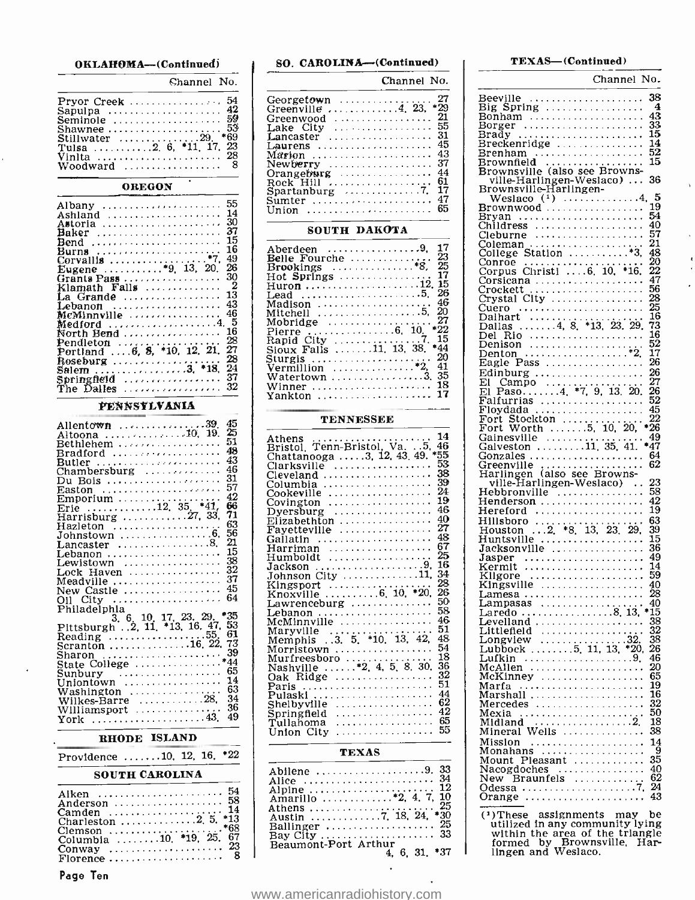## OKLAHOMA—(Continued)

| | Channel No. |
|---|---|
| Pryor Creek | 54 |
| Sapulpa | 42 |
| Seminole | 59 |
| Shawnee | 53 |
| Stillwater | 29, *69 |
| Tulsa | 2, 6, *11, 17, 23 |
| Vinita | 28 |
| Woodward | 8 |

## OREGON

| | Channel No. |
|---|---|
| Albany | 55 |
| Ashland | 14 |
| Astoria | 30 |
| Baker | 37 |
| Bend | 15 |
| Burns | 16 |
| Corvallis | *7, 49 |
| Eugene | *9, 13, 20, 26 |
| Grants Pass | 30 |
| Klamath Falls | 2 |
| La Grande | 13 |
| Lebanon | 43 |
| McMinnville | 46 |
| Medford | 4, 5 |
| North Bend | 16 |
| Pendleton | 28 |
| Portland | 6, 8, *10, 12, 21, 27 |
| Roseburg | 28 |
| Salem | 3, *18, 24 |
| Springfield | 37 |
| The Dalles | 32 |

## PENNSYLVANIA

| | Channel No. |
|---|---|
| Allentown | 39, 45 |
| Altoona | 10, 19, 25 |
| Bethlehem | 51 |
| Bradford | 48 |
| Butler | 43 |
| Chambersburg | 46 |
| Du Bois | 31 |
| Easton | 57 |
| Emporium | 42 |
| Erie | 12, 35, *41, 66 |
| Harrisburg | 27, 33, 71 |
| Hazleton | 63 |
| Johnstown | 6, 56 |
| Lancaster | 8, 21 |
| Lebanon | 15 |
| Lewistown | 38 |
| Lock Haven | 32 |
| Meadville | 37 |
| New Castle | 45 |
| Oil City | 64 |
| Philadelphia | 3, 6, 10, 17, 23, 29, *35 |
| Pittsburgh | 2, 11, *13, 16, 47, 53 |
| Reading | 55, 61 |
| Scranton | 16, 22, 73 |
| Sharon | 39 |
| State College | *44 |
| Sunbury | 65 |
| Uniontown | 14 |
| Washington | 63 |
| Wilkes-Barre | 28, 34 |
| Williamsport | 36 |
| York | 43, 49 |

## RHODE ISLAND

| | Channel No. |
|---|---|
| Providence | 10, 12, 16, *22 |

## SOUTH CAROLINA

| | Channel No. |
|---|---|
| Aiken | 54 |
| Anderson | 58 |
| Camden | 14 |
| Charleston | 2, 5, *13 |
| Clemson | *68 |
| Columbia | 10, *19, 25, 67 |
| Conway | 23 |
| Florence | 8 |

## SO. CAROLINA—(Continued)

| | Channel No. |
|---|---|
| Georgetown | 27 |
| Greenville | 4, 23, *29 |
| Greenwood | 21 |
| Lake City | 55 |
| Lancaster | 31 |
| Laurens | 45 |
| Marion | 43 |
| Newberry | 37 |
| Orangeburg | 44 |
| Rock Hill | 61 |
| Spartanburg | 7, 17 |
| Sumter | 47 |
| Union | 65 |

## SOUTH DAKOTA

| | Channel No. |
|---|---|
| Aberdeen | 9, 17 |
| Belle Fourche | 23 |
| Brookings | *8, 25 |
| Hot Springs | 17 |
| Huron | 12, 15 |
| Lead | 5, 26 |
| Madison | 46 |
| Mitchell | 5, 20 |
| Mobridge | 27 |
| Pierre | 6, 10, *22 |
| Rapid City | 7, 15 |
| Sioux Falls | 11, 13, 38, *44 |
| Sturgis | 20 |
| Vermillion | *2, 41 |
| Watertown | 3, 35 |
| Winner | 18 |
| Yankton | 17 |

## TENNESSEE

| | Channel No. |
|---|---|
| Athens | 14 |
| Bristol, Tenn-Bristol, Va. | 5, 46 |
| Chattanooga | 3, 12, 43, 49, *55 |
| Clarksville | 53 |
| Cleveland | 38 |
| Columbia | 39 |
| Cookeville | 24 |
| Covington | 19 |
| Dyersburg | 46 |
| Elizabethton | 40 |
| Fayetteville | 27 |
| Gallatin | 48 |
| Harriman | 67 |
| Humboldt | 25 |
| Jackson | 9, 16 |
| Johnson City | 11, 34 |
| Kingsport | 28 |
| Knoxville | 6, 10, *20, 26 |
| Lawrenceburg | 50 |
| Lebanon | 58 |
| McMinnville | 46 |
| Maryville | 51 |
| Memphis | 3, 5, *10, 13, 42, 48 |
| Morristown | 54 |
| Murfreesboro | 18 |
| Nashville | *2, 4, 5, 8, 30, 36 |
| Oak Ridge | 32 |
| Paris | 51 |
| Pulaski | 44 |
| Shelbyville | 62 |
| Springfield | 42 |
| Tullahoma | 65 |
| Union City | 55 |

## TEXAS

| | Channel No. |
|---|---|
| Abilene | 9, 33 |
| Alice | 34 |
| Alpine | 12 |
| Amarillo | *2, 4, 7, 10 |
| Athens | 25 |
| Austin | 7, 18, 24, *30 |
| Ballinger | 25 |
| Bay City | 33 |
| Beaumont-Port Arthur | 4, 6, 31, *37 |

## TEXAS—(Continued)

| | Channel No. |
|---|---|
| Beeville | 38 |
| Big Spring | 4 |
| Bonham | 43 |
| Borger | 33 |
| Brady | 15 |
| Breckenridge | 14 |
| Brenham | 52 |
| Brownfield | 15 |
| Brownsville (also see Brownsville-Harlingen-Weslaco) | 36 |
| Brownsville-Harlingen-Weslaco ([1]) | 4, 5 |
| Brownwood | 19 |
| Bryan | 54 |
| Childress | 40 |
| Cleburne | 57 |
| Coleman | 21 |
| College Station | *3, 48 |
| Conroe | 20 |
| Corpus Christi | 6, 10, *16, 22 |
| Corsicana | 47 |
| Crockett | 56 |
| Crystal City | 28 |
| Cuero | 25 |
| Dalhart | 16 |
| Dallas | 4, 8, *13, 23, 29, 73 |
| Del Rio | 16 |
| Denison | 52 |
| Denton | *2, 17 |
| Eagle Pass | 26 |
| Edinburg | 26 |
| El Campo | 27 |
| El Paso | 4, *7, 9, 13, 20, 26 |
| Falfurrias | 52 |
| Floydada | 45 |
| Fort Stockton | 22 |
| Fort Worth | 5, 10, 20, *26 |
| Gainesville | 49 |
| Galveston | 11, 35, 41, *47 |
| Gonzales | 64 |
| Greenville | 62 |
| Harlingen (also see Brownsville-Harlingen-Weslaco) | 23 |
| Hebbronville | 58 |
| Henderson | 42 |
| Hereford | 19 |
| Hillsboro | 63 |
| Houston | 2, *8, 13, 23, 29, 39 |
| Huntsville | 15 |
| Jacksonville | 36 |
| Jasper | 49 |
| Kermit | 14 |
| Kilgore | 59 |
| Kingsville | 40 |
| Lamesa | 28 |
| Lampasas | 40 |
| Laredo | 8, 13, *15 |
| Levelland | 38 |
| Littlefield | 32 |
| Longview | 32, 38 |
| Lubbock | 5, 11, 13, *20, 26 |
| Lufkin | 9, 46 |
| McAllen | 20 |
| McKinney | 65 |
| Marfa | 19 |
| Marshall | 16 |
| Mercedes | 32 |
| Mexia | 50 |
| Midland | 2, 18 |
| Mineral Wells | 38 |
| Mission | 14 |
| Monahans | 9 |
| Mount Pleasant | 35 |
| Nacogdoches | 40 |
| New Braunfels | 62 |
| Odessa | 7, 24 |
| Orange | 43 |

([1]) These assignments may be utilized in any community lying within the area of the triangle formed by Brownsville, Harlingen and Weslaco.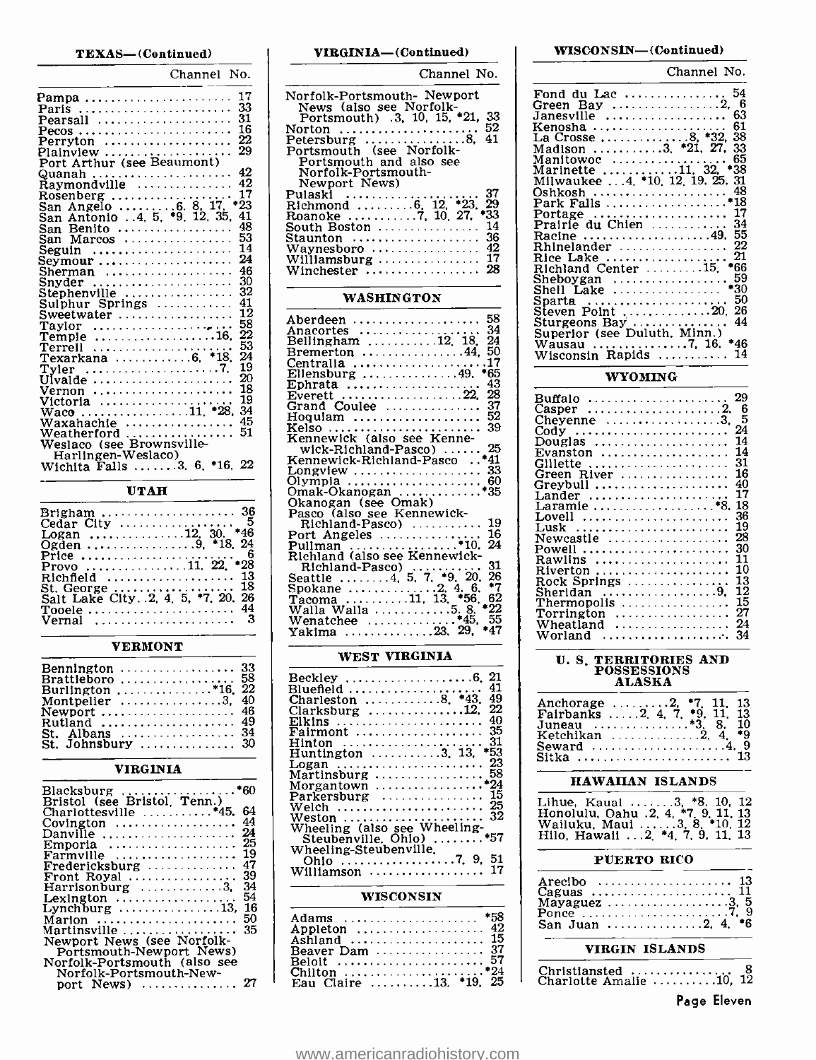## TEXAS—(Continued)

| | Channel No. |
|---|---|
| Pampa | 17 |
| Paris | 33 |
| Pearsall | 31 |
| Pecos | 16 |
| Perryton | 22 |
| Plainview | 29 |
| Port Arthur (see Beaumont) | |
| Quanah | 42 |
| Raymondville | 42 |
| Rosenberg | 17 |
| San Angelo | 6, 8, 17, *23 |
| San Antonio | 4, 5, *9, 12, 35, 41 |
| San Benito | 48 |
| San Marcos | 53 |
| Seguin | 14 |
| Seymour | 24 |
| Sherman | 46 |
| Snyder | 30 |
| Stephenville | 32 |
| Sulphur Springs | 41 |
| Sweetwater | 12 |
| Taylor | 58 |
| Temple | 16, 22 |
| Terrell | 53 |
| Texarkana | 6, *18, 24 |
| Tyler | 7, 19 |
| Uvalde | 20 |
| Vernon | 18 |
| Victoria | 19 |
| Waco | 11, *28, 34 |
| Waxahachie | 45 |
| Weatherford | 51 |
| Weslaco (see Brownsville-Harlingen-Weslaco) | |
| Wichita Falls | 3, 6, *16, 22 |

## UTAH

| | Channel No. |
|---|---|
| Brigham | 36 |
| Cedar City | 5 |
| Logan | 12, 30, *46 |
| Ogden | 9, *18, 24 |
| Price | 6 |
| Provo | 11, 22, *28 |
| Richfield | 13 |
| St. George | 18 |
| Salt Lake City | 2, 4, 5, *7, 20, 26 |
| Tooele | 44 |
| Vernal | 3 |

## VERMONT

| | Channel No. |
|---|---|
| Bennington | 33 |
| Brattleboro | 58 |
| Burlington | *16, 22 |
| Montpelier | 3, 40 |
| Newport | 46 |
| Rutland | 49 |
| St. Albans | 34 |
| St. Johnsbury | 30 |

## VIRGINIA

| | Channel No. |
|---|---|
| Blacksburg | *60 |
| Bristol (see Bristol, Tenn.) | |
| Charlottesville | *45, 64 |
| Covington | 44 |
| Danville | 24 |
| Emporia | 25 |
| Farmville | 19 |
| Fredericksburg | 47 |
| Front Royal | 39 |
| Harrisonburg | 3, 34 |
| Lexington | 54 |
| Lynchburg | 13, 16 |
| Marion | 50 |
| Martinsville | 35 |
| Newport News (see Norfolk-Portsmouth-Newport News) | |
| Norfolk-Portsmouth (also see Norfolk-Portsmouth-Newport News) | 27 |

## VIRGINIA—(Continued)

| | Channel No. |
|---|---|
| Norfolk-Portsmouth- Newport News (also see Norfolk-Portsmouth) | 3, 10, 15, *21, 33 |
| Norton | 52 |
| Petersburg | 8, 41 |
| Portsmouth (see Norfolk-Portsmouth and also see Norfolk-Portsmouth-Newport News) | |
| Pulaski | 37 |
| Richmond | 6, 12, *23, 29 |
| Roanoke | 7, 10, 27, *33 |
| South Boston | 14 |
| Staunton | 36 |
| Waynesboro | 42 |
| Williamsburg | 17 |
| Winchester | 28 |

## WASHINGTON

| | Channel No. |
|---|---|
| Aberdeen | 58 |
| Anacortes | 34 |
| Bellingham | 12, 18, 24 |
| Bremerton | 44, 50 |
| Centralia | 17 |
| Ellensburg | 49, *65 |
| Ephrata | 43 |
| Everett | 22, 28 |
| Grand Coulee | 37 |
| Hoquiam | 52 |
| Kelso | 39 |
| Kennewick (also see Kennewick-Richland-Pasco) | 25 |
| Kennewick-Richland-Pasco | *41 |
| Longview | 33 |
| Olympia | 60 |
| Omak-Okanogan | *35 |
| Okanogan (see Omak) | |
| Pasco (also see Kennewick-Richland-Pasco) | 19 |
| Port Angeles | 16 |
| Pullman | *10, 24 |
| Richland (also see Kennewick-Richland-Pasco) | 31 |
| Seattle | 4, 5, 7, *9, 20, 26 |
| Spokane | 2, 4, 6, *7 |
| Tacoma | 11, 13, *56, 62 |
| Walla Walla | 5, 8, *22 |
| Wenatchee | *45, 55 |
| Yakima | 23, 29, *47 |

## WEST VIRGINIA

| | Channel No. |
|---|---|
| Beckley | 6, 21 |
| Bluefield | 41 |
| Charleston | 8, *43, 49 |
| Clarksburg | 12, 22 |
| Elkins | 40 |
| Fairmont | 35 |
| Hinton | 31 |
| Huntington | 3, 13, *53 |
| Logan | 23 |
| Martinsburg | 58 |
| Morgantown | *24 |
| Parkersburg | 15 |
| Welch | 25 |
| Weston | 32 |
| Wheeling (also see Wheeling-Steubenville, Ohio) | *57 |
| Wheeling-Steubenville, Ohio | 7, 9, 51 |
| Williamson | 17 |

## WISCONSIN

| | Channel No. |
|---|---|
| Adams | *58 |
| Appleton | 42 |
| Ashland | 15 |
| Beaver Dam | 37 |
| Beloit | 57 |
| Chilton | *24 |
| Eau Claire | 13, *19, 25 |

## WISCONSIN—(Continued)

| | Channel No. |
|---|---|
| Fond du Lac | 54 |
| Green Bay | 2, 6 |
| Janesville | 63 |
| Kenosha | 61 |
| La Crosse | 8, *32, 38 |
| Madison | 3, *21, 27, 33 |
| Manitowoc | 65 |
| Marinette | 11, 32, *38 |
| Milwaukee | 4, *10, 12, 19, 25, 31 |
| Oshkosh | 48 |
| Park Falls | *18 |
| Portage | 17 |
| Prairie du Chien | 34 |
| Racine | 49, 55 |
| Rhinelander | 22 |
| Rice Lake | 21 |
| Richland Center | 15, *66 |
| Sheboygan | 59 |
| Shell Lake | *30 |
| Sparta | 50 |
| Steven Point | 20, 26 |
| Sturgeons Bay | 44 |
| Superior (see Duluth, Minn.) | |
| Wausau | 7, 16, *46 |
| Wisconsin Rapids | 14 |

## WYOMING

| | Channel No. |
|---|---|
| Buffalo | 29 |
| Casper | 2, 6 |
| Cheyenne | 3, 5 |
| Cody | 24 |
| Douglas | 14 |
| Evanston | 14 |
| Gillette | 31 |
| Green River | 16 |
| Greybull | 40 |
| Lander | 17 |
| Laramie | *8, 18 |
| Lovell | 36 |
| Lusk | 19 |
| Newcastle | 28 |
| Powell | 30 |
| Rawlins | 11 |
| Riverton | 10 |
| Rock Springs | 13 |
| Sheridan | 9, 12 |
| Thermopolis | 15 |
| Torrington | 27 |
| Wheatland | 24 |
| Worland | 34 |

## U. S. TERRITORIES AND POSSESSIONS

### ALASKA

| | Channel No. |
|---|---|
| Anchorage | 2, *7, 11, 13 |
| Fairbanks | 2, 4, 7, *9, 11, 13 |
| Juneau | *3, 8, 10 |
| Ketchikan | 2, 4, *9 |
| Seward | 4, 9 |
| Sitka | 13 |

### HAWAIIAN ISLANDS

| | Channel No. |
|---|---|
| Lihue, Kauai | 3, *8, 10, 12 |
| Honolulu, Oahu | 2, 4, *7, 9, 11, 13 |
| Wailuku, Maui | 3, 8, *10, 12 |
| Hilo, Hawaii | 2, *4, 7, 9, 11, 13 |

### PUERTO RICO

| | Channel No. |
|---|---|
| Arecibo | 13 |
| Caguas | 11 |
| Mayaguez | 3, 5 |
| Ponce | 7, 9 |
| San Juan | 2, 4, *6 |

### VIRGIN ISLANDS

| | Channel No. |
|---|---|
| Christiansted | 8 |
| Charlotte Amalie | 10, 12 |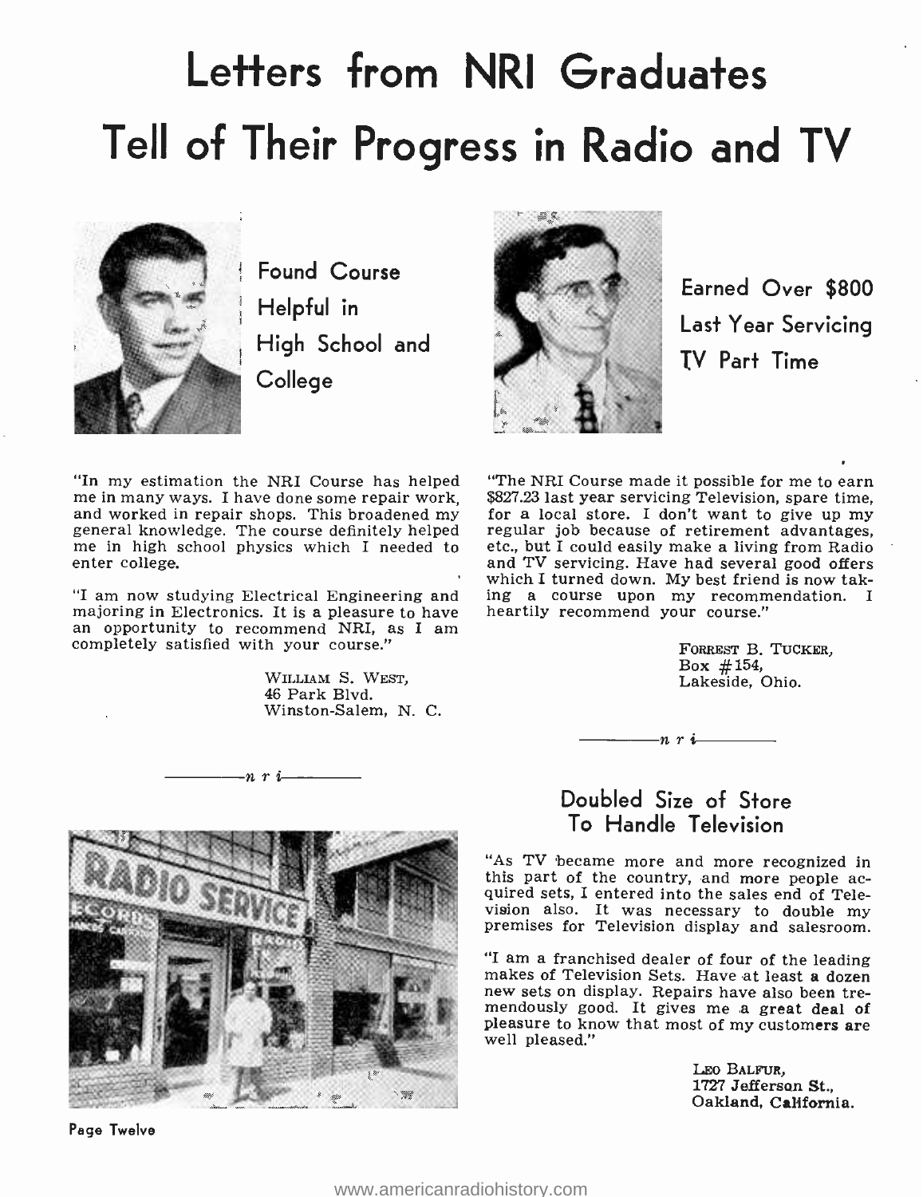# Letters from NRI Graduates Tell of Their Progress in Radio and TV

## Found Course Helpful in High School and College

"In my estimation the NRI Course has helped me in many ways. I have done some repair work, and worked in repair shops. This broadened my general knowledge. The course definitely helped me in high school physics which I needed to enter college.

"I am now studying Electrical Engineering and majoring in Electronics. It is a pleasure to have an opportunity to recommend NRI, as I am completely satisfied with your course."

WILLIAM S. WEST,
46 Park Blvd.
Winston-Salem, N. C.

—n r i—

## Earned Over $800 Last Year Servicing TV Part Time

"The NRI Course made it possible for me to earn $827.23 last year servicing Television, spare time, for a local store. I don't want to give up my regular job because of retirement advantages, etc., but I could easily make a living from Radio and TV servicing. Have had several good offers which I turned down. My best friend is now taking a course upon my recommendation. I heartily recommend your course."

FORREST B. TUCKER,
Box #154,
Lakeside, Ohio.

—n r i—

## Doubled Size of Store To Handle Television

"As TV became more and more recognized in this part of the country, and more people acquired sets, I entered into the sales end of Television also. It was necessary to double my premises for Television display and salesroom.

"I am a franchised dealer of four of the leading makes of Television Sets. Have at least a dozen new sets on display. Repairs have also been tremendously good. It gives me a great deal of pleasure to know that most of my customers are well pleased."

LEO BALFUR,
1727 Jefferson St.,
Oakland, California.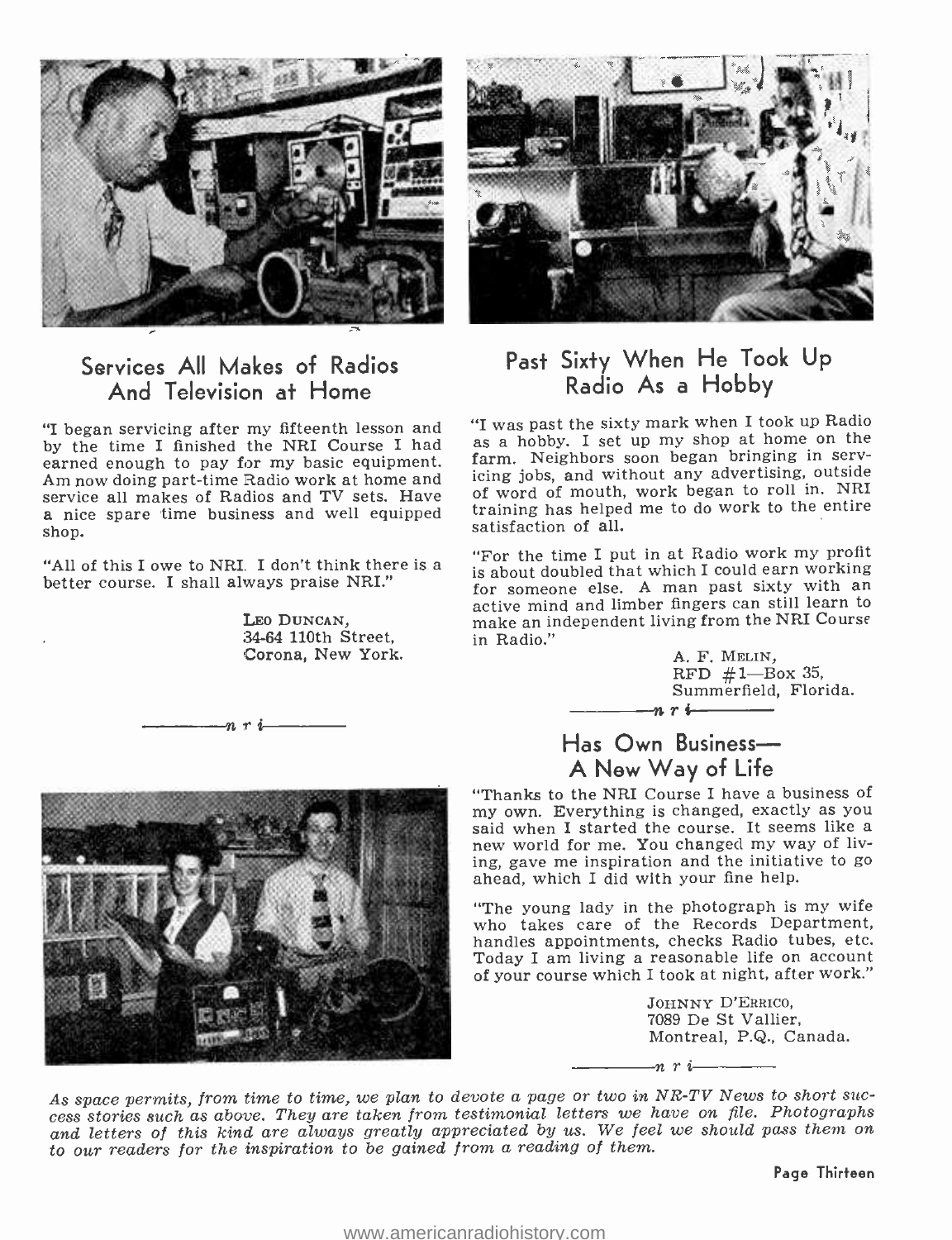## Services All Makes of Radios And Television at Home

"I began servicing after my fifteenth lesson and by the time I finished the NRI Course I had earned enough to pay for my basic equipment. Am now doing part-time Radio work at home and service all makes of Radios and TV sets. Have a nice spare time business and well equipped shop.

"All of this I owe to NRI. I don't think there is a better course. I shall always praise NRI."

LEO DUNCAN,
34-64 110th Street,
Corona, New York.

—n r i—

## Past Sixty When He Took Up Radio As a Hobby

"I was past the sixty mark when I took up Radio as a hobby. I set up my shop at home on the farm. Neighbors soon began bringing in servicing jobs, and without any advertising, outside of word of mouth, work began to roll in. NRI training has helped me to do work to the entire satisfaction of all.

"For the time I put in at Radio work my profit is about doubled that which I could earn working for someone else. A man past sixty with an active mind and limber fingers can still learn to make an independent living from the NRI Course in Radio."

A. F. MELIN,
RFD #1—Box 35,
Summerfield, Florida.

—n r i—

## Has Own Business— A New Way of Life

"Thanks to the NRI Course I have a business of my own. Everything is changed, exactly as you said when I started the course. It seems like a new world for me. You changed my way of living, gave me inspiration and the initiative to go ahead, which I did with your fine help.

"The young lady in the photograph is my wife who takes care of the Records Department, handles appointments, checks Radio tubes, etc. Today I am living a reasonable life on account of your course which I took at night, after work."

JOHNNY D'ERRICO,
7089 De St Vallier,
Montreal, P.Q., Canada.

—n r i—

*As space permits, from time to time, we plan to devote a page or two in NR-TV News to short success stories such as above. They are taken from testimonial letters we have on file. Photographs and letters of this kind are always greatly appreciated by us. We feel we should pass them on to our readers for the inspiration to be gained from a reading of them.*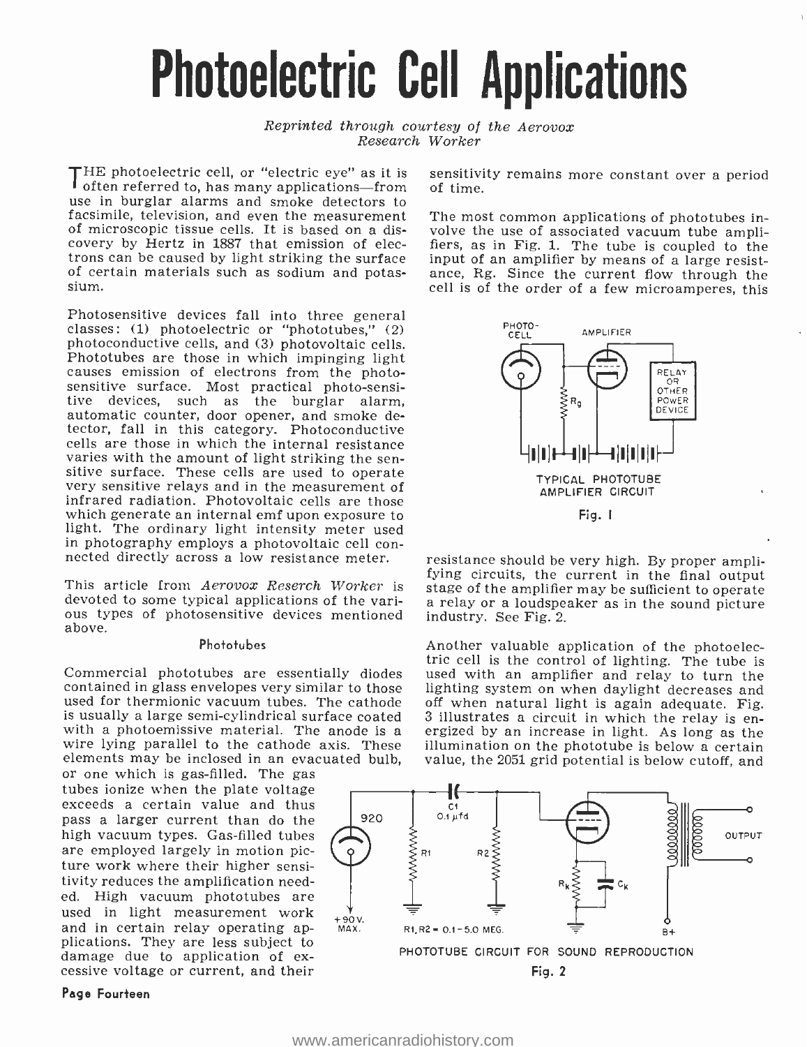# Photoelectric Cell Applications

*Reprinted through courtesy of the Aerovox Research Worker*

THE photoelectric cell, or "electric eye" as it is often referred to, has many applications—from use in burglar alarms and smoke detectors to facsimile, television, and even the measurement of microscopic tissue cells. It is based on a discovery by Hertz in 1887 that emission of electrons can be caused by light striking the surface of certain materials such as sodium and potassium.

Photosensitive devices fall into three general classes: (1) photoelectric or "phototubes," (2) photoconductive cells, and (3) photovoltaic cells. Phototubes are those in which impinging light causes emission of electrons from the photosensitive surface. Most practical photo-sensitive devices, such as the burglar alarm, automatic counter, door opener, and smoke detector, fall in this category. Photoconductive cells are those in which the internal resistance varies with the amount of light striking the sensitive surface. These cells are used to operate very sensitive relays and in the measurement of infrared radiation. Photovoltaic cells are those which generate an internal emf upon exposure to light. The ordinary light intensity meter used in photography employs a photovoltaic cell connected directly across a low resistance meter.

This article from *Aerovox Reserch Worker* is devoted to some typical applications of the various types of photosensitive devices mentioned above.

## Phototubes

Commercial phototubes are essentially diodes contained in glass envelopes very similar to those used for thermionic vacuum tubes. The cathode is usually a large semi-cylindrical surface coated with a photoemissive material. The anode is a wire lying parallel to the cathode axis. These elements may be inclosed in an evacuated bulb, or one which is gas-filled. The gas tubes ionize when the plate voltage exceeds a certain value and thus pass a larger current than do the high vacuum types. Gas-filled tubes are employed largely in motion picture work where their higher sensitivity reduces the amplification needed. High vacuum phototubes are used in light measurement work and in certain relay operating applications. They are less subject to damage due to application of excessive voltage or current, and their sensitivity remains more constant over a period of time.

The most common applications of phototubes involve the use of associated vacuum tube amplifiers, as in Fig. 1. The tube is coupled to the input of an amplifier by means of a large resistance, Rg. Since the current flow through the cell is of the order of a few microamperes, this resistance should be very high. By proper amplifying circuits, the current in the final output stage of the amplifier may be sufficient to operate a relay or a loudspeaker as in the sound picture industry. See Fig. 2.

TYPICAL PHOTOTUBE AMPLIFIER CIRCUIT

Fig. 1

Another valuable application of the photoelectric cell is the control of lighting. The tube is used with an amplifier and relay to turn the lighting system on when daylight decreases and off when natural light is again adequate. Fig. 3 illustrates a circuit in which the relay is energized by an increase in light. As long as the illumination on the phototube is below a certain value, the 2051 grid potential is below cutoff, and

PHOTOTUBE CIRCUIT FOR SOUND REPRODUCTION

Fig. 2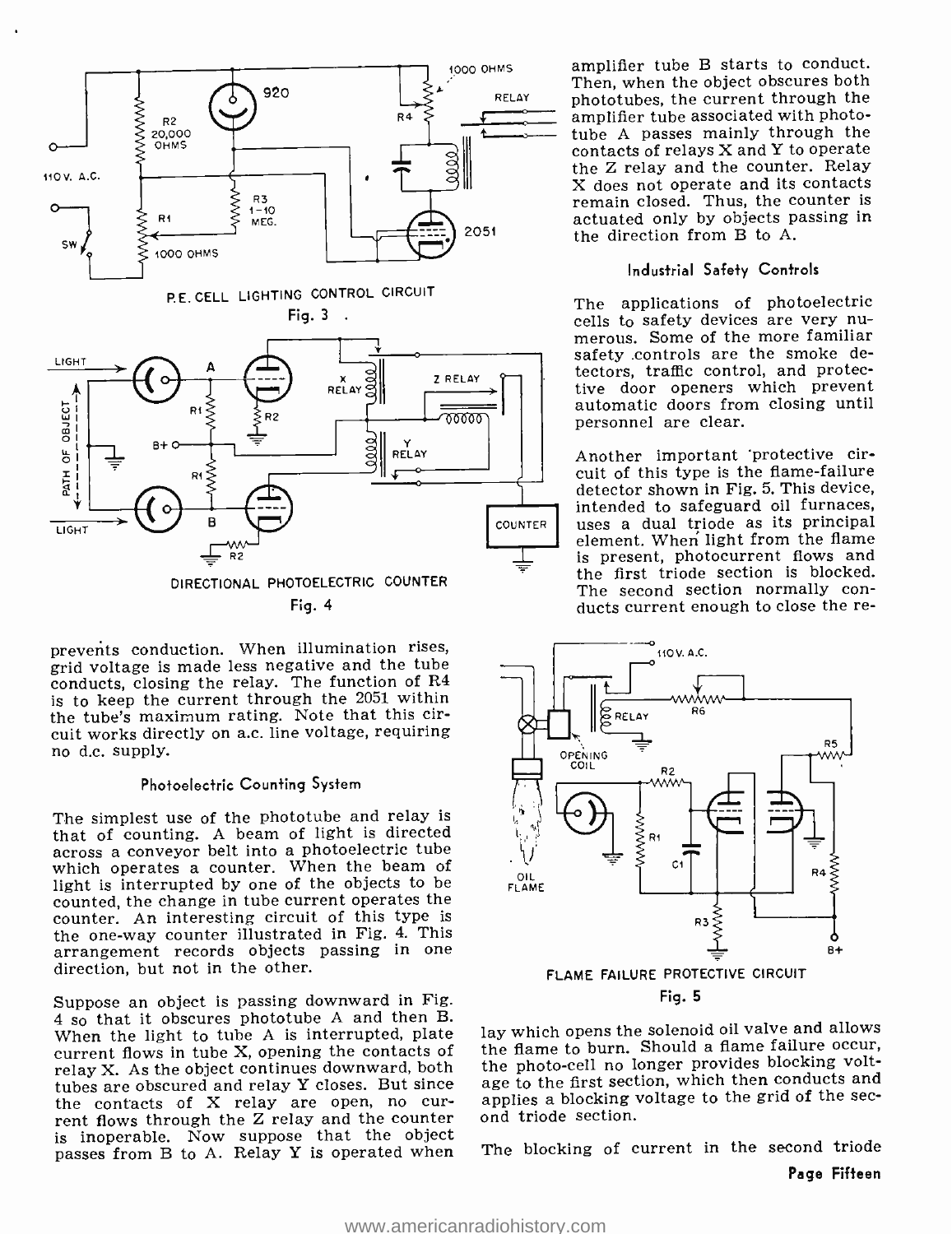P.E. CELL LIGHTING CONTROL CIRCUIT

Fig. 3

DIRECTIONAL PHOTOELECTRIC COUNTER

Fig. 4

prevents conduction. When illumination rises, grid voltage is made less negative and the tube conducts, closing the relay. The function of R4 is to keep the current through the 2051 within the tube's maximum rating. Note that this circuit works directly on a.c. line voltage, requiring no d.c. supply.

### Photoelectric Counting System

The simplest use of the phototube and relay is that of counting. A beam of light is directed across a conveyor belt into a photoelectric tube which operates a counter. When the beam of light is interrupted by one of the objects to be counted, the change in tube current operates the counter. An interesting circuit of this type is the one-way counter illustrated in Fig. 4. This arrangement records objects passing in one direction, but not in the other.

Suppose an object is passing downward in Fig. 4 so that it obscures phototube A and then B. When the light to tube A is interrupted, plate current flows in tube X, opening the contacts of relay X. As the object continues downward, both tubes are obscured and relay Y closes. But since the contacts of X relay are open, no current flows through the Z relay and the counter is inoperable. Now suppose that the object passes from B to A. Relay Y is operated when amplifier tube B starts to conduct. Then, when the object obscures both phototubes, the current through the amplifier tube associated with phototube A passes mainly through the contacts of relays X and Y to operate the Z relay and the counter. Relay X does not operate and its contacts remain closed. Thus, the counter is actuated only by objects passing in the direction from B to A.

### Industrial Safety Controls

The applications of photoelectric cells to safety devices are very numerous. Some of the more familiar safety controls are the smoke detectors, traffic control, and protective door openers which prevent automatic doors from closing until personnel are clear.

Another important protective circuit of this type is the flame-failure detector shown in Fig. 5. This device, intended to safeguard oil furnaces, uses a dual triode as its principal element. When light from the flame is present, photocurrent flows and the first triode section is blocked. The second section normally conducts current enough to close the relay which opens the solenoid oil valve and allows the flame to burn. Should a flame failure occur, the photo-cell no longer provides blocking voltage to the first section, which then conducts and applies a blocking voltage to the grid of the second triode section.

FLAME FAILURE PROTECTIVE CIRCUIT

Fig. 5

The blocking of current in the second triode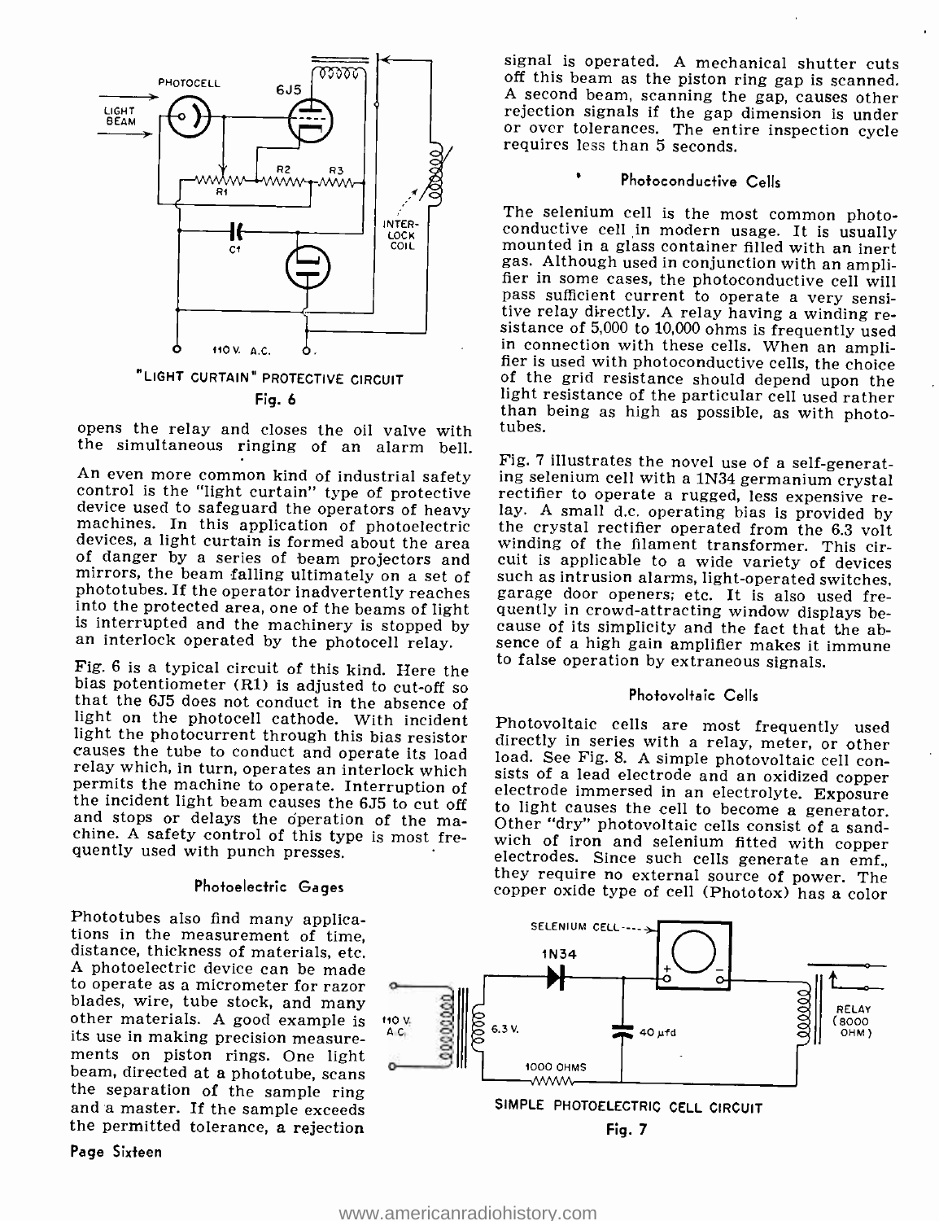"LIGHT CURTAIN" PROTECTIVE CIRCUIT

Fig. 6

opens the relay and closes the oil valve with the simultaneous ringing of an alarm bell.

An even more common kind of industrial safety control is the "light curtain" type of protective device used to safeguard the operators of heavy machines. In this application of photoelectric devices, a light curtain is formed about the area of danger by a series of beam projectors and mirrors, the beam falling ultimately on a set of phototubes. If the operator inadvertently reaches into the protected area, one of the beams of light is interrupted and the machinery is stopped by an interlock operated by the photocell relay.

Fig. 6 is a typical circuit of this kind. Here the bias potentiometer (R1) is adjusted to cut-off so that the 6J5 does not conduct in the absence of light on the photocell cathode. With incident light the photocurrent through this bias resistor causes the tube to conduct and operate its load relay which, in turn, operates an interlock which permits the machine to operate. Interruption of the incident light beam causes the 6J5 to cut off and stops or delays the operation of the machine. A safety control of this type is most frequently used with punch presses.

### Photoelectric Gages

Phototubes also find many applications in the measurement of time, distance, thickness of materials, etc. A photoelectric device can be made to operate as a micrometer for razor blades, wire, tube stock, and many other materials. A good example is its use in making precision measurements on piston rings. One light beam, directed at a phototube, scans the separation of the sample ring and a master. If the sample exceeds the permitted tolerance, a rejection signal is operated. A mechanical shutter cuts off this beam as the piston ring gap is scanned. A second beam, scanning the gap, causes other rejection signals if the gap dimension is under or over tolerances. The entire inspection cycle requires less than 5 seconds.

### Photoconductive Cells

The selenium cell is the most common photoconductive cell in modern usage. It is usually mounted in a glass container filled with an inert gas. Although used in conjunction with an amplifier in some cases, the photoconductive cell will pass sufficient current to operate a very sensitive relay directly. A relay having a winding resistance of 5,000 to 10,000 ohms is frequently used in connection with these cells. When an amplifier is used with photoconductive cells, the choice of the grid resistance should depend upon the light resistance of the particular cell used rather than being as high as possible, as with phototubes.

Fig. 7 illustrates the novel use of a self-generating selenium cell with a 1N34 germanium crystal rectifier to operate a rugged, less expensive relay. A small d.c. operating bias is provided by the crystal rectifier operated from the 6.3 volt winding of the filament transformer. This circuit is applicable to a wide variety of devices such as intrusion alarms, light-operated switches, garage door openers; etc. It is also used frequently in crowd-attracting window displays because of its simplicity and the fact that the absence of a high gain amplifier makes it immune to false operation by extraneous signals.

### Photovoltaic Cells

Photovoltaic cells are most frequently used directly in series with a relay, meter, or other load. See Fig. 8. A simple photovoltaic cell consists of a lead electrode and an oxidized copper electrode immersed in an electrolyte. Exposure to light causes the cell to become a generator. Other "dry" photovoltaic cells consist of a sandwich of iron and selenium fitted with copper electrodes. Since such cells generate an emf., they require no external source of power. The copper oxide type of cell (Photox) has a color

SIMPLE PHOTOELECTRIC CELL CIRCUIT

Fig. 7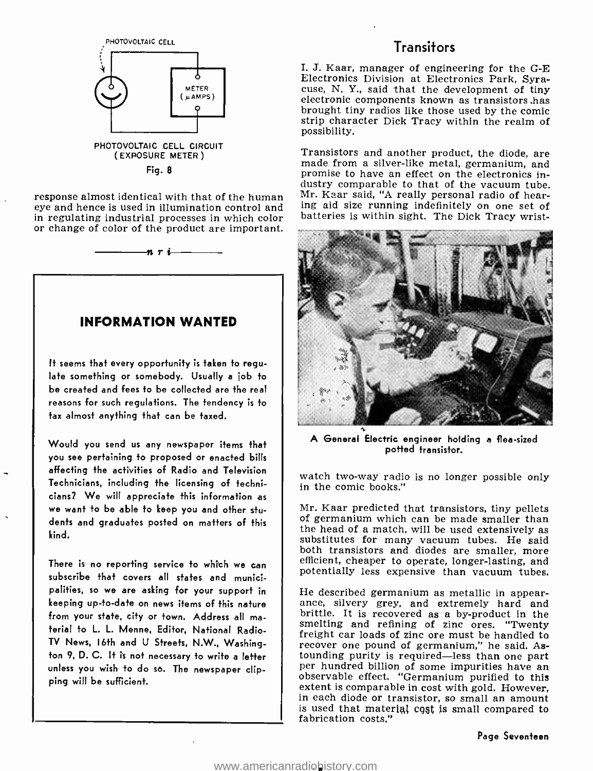PHOTOVOLTAIC CELL

METER ($\mu$AMPS)

PHOTOVOLTAIC CELL CIRCUIT (EXPOSURE METER)

Fig. 8

response almost identical with that of the human eye and hence is used in illumination control and in regulating industrial processes in which color or change of color of the product are important.

—— *n r i* ——

## INFORMATION WANTED

It seems that every opportunity is taken to regulate something or somebody. Usually a job to be created and fees to be collected are the real reasons for such regulations. The tendency is to tax almost anything that can be taxed.

Would you send us any newspaper items that you see pertaining to proposed or enacted bills affecting the activities of Radio and Television Technicians, including the licensing of technicians? We will appreciate this information as we want to be able to keep you and other students and graduates posted on matters of this kind.

There is no reporting service to which we can subscribe that covers all states and municipalities, so we are asking for your support in keeping up-to-date on news items of this nature from your state, city or town. Address all material to L. L. Menne, Editor, National Radio-TV News, 16th and U Streets, N.W., Washington 9, D. C. It is not necessary to write a letter unless you wish to do so. The newspaper clipping will be sufficient.

## Transitors

I. J. Kaar, manager of engineering for the G-E Electronics Division at Electronics Park, Syracuse, N. Y., said that the development of tiny electronic components known as transistors has brought tiny radios like those used by the comic strip character Dick Tracy within the realm of possibility.

Transistors and another product, the diode, are made from a silver-like metal, germanium, and promise to have an effect on the electronics industry comparable to that of the vacuum tube. Mr. Kaar said, "A really personal radio of hearing aid size running indefinitely on one set of batteries is within sight. The Dick Tracy wrist-watch two-way radio is no longer possible only in the comic books."

A General Electric engineer holding a flea-sized potted transistor.

Mr. Kaar predicted that transistors, tiny pellets of germanium which can be made smaller than the head of a match, will be used extensively as substitutes for many vacuum tubes. He said both transistors and diodes are smaller, more efficient, cheaper to operate, longer-lasting, and potentially less expensive than vacuum tubes.

He described germanium as metallic in appearance, silvery grey, and extremely hard and brittle. It is recovered as a by-product in the smelting and refining of zinc ores. "Twenty freight car loads of zinc ore must be handled to recover one pound of germanium," he said. Astounding purity is required—less than one part per hundred billion of some impurities have an observable effect. "Germanium purified to this extent is comparable in cost with gold. However, in each diode or transistor, so small an amount is used that material cost is small compared to fabrication costs."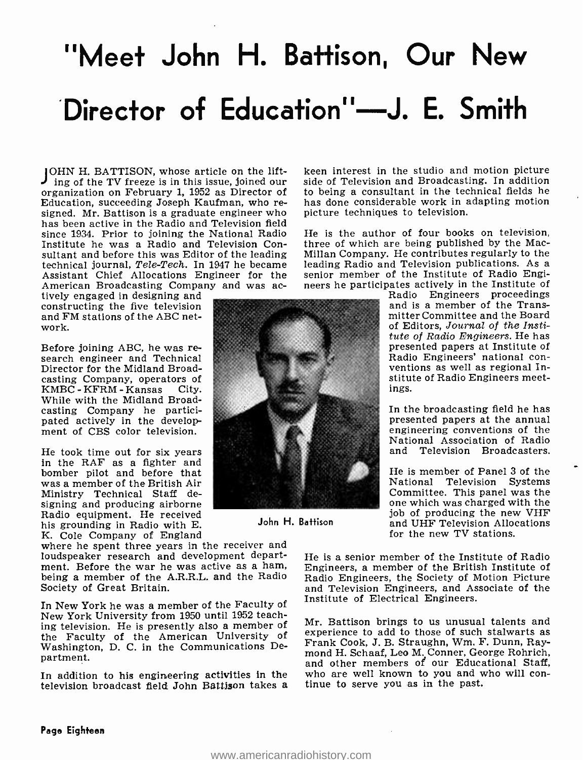# "Meet John H. Battison, Our New Director of Education"—J. E. Smith

JOHN H. BATTISON, whose article on the lifting of the TV freeze is in this issue, joined our organization on February 1, 1952 as Director of Education, succeeding Joseph Kaufman, who resigned. Mr. Battison is a graduate engineer who has been active in the Radio and Television field since 1934. Prior to joining the National Radio Institute he was a Radio and Television Consultant and before this was Editor of the leading technical journal, *Tele-Tech.* In 1947 he became Assistant Chief Allocations Engineer for the American Broadcasting Company and was actively engaged in designing and constructing the five television and FM stations of the ABC network.

Before joining ABC, he was research engineer and Technical Director for the Midland Broadcasting Company, operators of KMBC - KFRM - Kansas City. While with the Midland Broadcasting Company he participated actively in the development of CBS color television.

He took time out for six years in the RAF as a fighter and bomber pilot and before that was a member of the British Air Ministry Technical Staff designing and producing airborne Radio equipment. He received his grounding in Radio with E. K. Cole Company of England where he spent three years in the receiver and loudspeaker research and development department. Before the war he was active as a ham, being a member of the A.R.R.L. and the Radio Society of Great Britain.

In New York he was a member of the Faculty of New York University from 1950 until 1952 teaching television. He is presently also a member of the Faculty of the American University of Washington, D. C. in the Communications Department.

In addition to his engineering activities in the television broadcast field John Battison takes a keen interest in the studio and motion picture side of Television and Broadcasting. In addition to being a consultant in the technical fields he has done considerable work in adapting motion picture techniques to television.

He is the author of four books on television, three of which are being published by the MacMillan Company. He contributes regularly to the leading Radio and Television publications. As a senior member of the Institute of Radio Engineers he participates actively in the Institute of Radio Engineers proceedings and is a member of the Transmitter Committee and the Board of Editors, *Journal of the Institute of Radio Engineers.* He has presented papers at Institute of Radio Engineers' national conventions as well as regional Institute of Radio Engineers meetings.

In the broadcasting field he has presented papers at the annual engineering conventions of the National Association of Radio and Television Broadcasters.

He is member of Panel 3 of the National Television Systems Committee. This panel was the one which was charged with the job of producing the new VHF and UHF Television Allocations for the new TV stations.

John H. Battison

He is a senior member of the Institute of Radio Engineers, a member of the British Institute of Radio Engineers, the Society of Motion Picture and Television Engineers, and Associate of the Institute of Electrical Engineers.

Mr. Battison brings to us unusual talents and experience to add to those of such stalwarts as Frank Cook, J. B. Straughn, Wm. F. Dunn, Raymond H. Schaaf, Leo M. Conner, George Rohrich, and other members of our Educational Staff, who are well known to you and who will continue to serve you as in the past.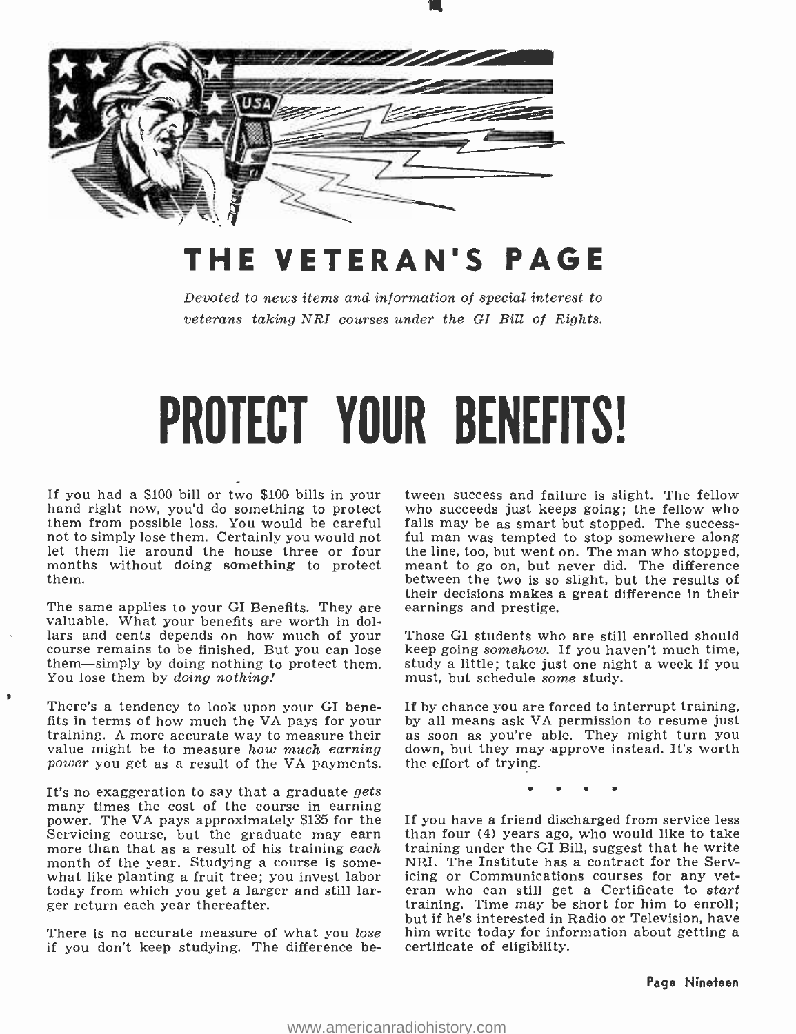# THE VETERAN'S PAGE

*Devoted to news items and information of special interest to veterans taking NRI courses under the GI Bill of Rights.*

# PROTECT YOUR BENEFITS!

If you had a $100 bill or two $100 bills in your hand right now, you'd do something to protect them from possible loss. You would be careful not to simply lose them. Certainly you would not let them lie around the house three or four months without doing **something** to protect them.

The same applies to your GI Benefits. They are valuable. What your benefits are worth in dollars and cents depends on how much of your course remains to be finished. But you can lose them—simply by doing nothing to protect them. You lose them by *doing nothing!*

There's a tendency to look upon your GI benefits in terms of how much the VA pays for your training. A more accurate way to measure their value might be to measure *how much earning power* you get as a result of the VA payments.

It's no exaggeration to say that a graduate *gets* many times the cost of the course in earning power. The VA pays approximately $135 for the Servicing course, but the graduate may earn more than that as a result of his training *each* month of the year. Studying a course is somewhat like planting a fruit tree; you invest labor today from which you get a larger and still larger return each year thereafter.

There is no accurate measure of what you *lose* if you don't keep studying. The difference between success and failure is slight. The fellow who succeeds just keeps going; the fellow who fails may be as smart but stopped. The successful man was tempted to stop somewhere along the line, too, but went on. The man who stopped, meant to go on, but never did. The difference between the two is so slight, but the results of their decisions makes a great difference in their earnings and prestige.

Those GI students who are still enrolled should keep going *somehow*. If you haven't much time, study a little; take just one night a week if you must, but schedule *some* study.

If by chance you are forced to interrupt training, by all means ask VA permission to resume just as soon as you're able. They might turn you down, but they may approve instead. It's worth the effort of trying.

• • • •

If you have a friend discharged from service less than four (4) years ago, who would like to take training under the GI Bill, suggest that he write NRI. The Institute has a contract for the Servicing or Communications courses for any veteran who can still get a Certificate to *start* training. Time may be short for him to enroll; but if he's interested in Radio or Television, have him write today for information about getting a certificate of eligibility.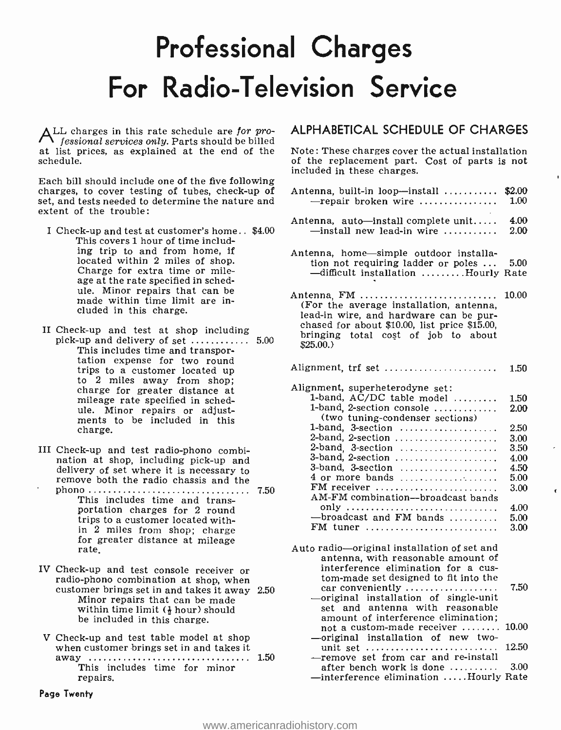# Professional Charges For Radio-Television Service

ALL charges in this rate schedule are *for professional services only.* Parts should be billed at list prices, as explained at the end of the schedule.

Each bill should include one of the five following charges, to cover testing of tubes, check-up of set, and tests needed to determine the nature and extent of the trouble:

| | |
|---|---|
| I Check-up and test at customer's home.. This covers 1 hour of time including trip to and from home, if located within 2 miles of shop. Charge for extra time or mileage at the rate specified in schedule. Minor repairs that can be made within time limit are included in this charge. | $4.00 |
| II Check-up and test at shop including pick-up and delivery of set ........... This includes time and transportation expense for two round trips to a customer located up to 2 miles away from shop; charge for greater distance at mileage rate specified in schedule. Minor repairs or adjustments to be included in this charge. | 5.00 |
| III Check-up and test radio-phono combination at shop, including pick-up and delivery of set where it is necessary to remove both the radio chassis and the phono ................................ This includes time and transportation charges for 2 round trips to a customer located within 2 miles from shop; charge for greater distance at mileage rate. | 7.50 |
| IV Check-up and test console receiver or radio-phono combination at shop, when customer brings set in and takes it away Minor repairs that can be made within time limit (½ hour) should be included in this charge. | 2.50 |
| V Check-up and test table model at shop when customer brings set in and takes it away ................................ This includes time for minor repairs. | 1.50 |

## ALPHABETICAL SCHEDULE OF CHARGES

Note: These charges cover the actual installation of the replacement part. Cost of parts is not included in these charges.

| | |
|---|---|
| Antenna, built-in loop—install .......... | $2.00 |
| —repair broken wire ............... | 1.00 |
| Antenna, auto—install complete unit..... | 4.00 |
| —install new lead-in wire .......... | 2.00 |
| Antenna, home—simple outdoor installation not requiring ladder or poles ... | 5.00 |
| —difficult installation ......... | Hourly Rate |
| Antenna, FM ........................... (For the average installation, antenna, lead-in wire, and hardware can be purchased for about $10.00, list price $15.00, bringing total cost of job to about $25.00.) | 10.00 |
| Alignment, trf set ...................... | 1.50 |
| Alignment, superheterodyne set: | |
| 1-band, AC/DC table model ......... | 1.50 |
| 1-band, 2-section console ............ (two tuning-condenser sections) | 2.00 |
| 1-band, 3-section ................... | 2.50 |
| 2-band, 2-section .................... | 3.00 |
| 2-band, 3-section ................... | 3.50 |
| 3-band, 2-section .................... | 4.00 |
| 3-band, 3-section .................... | 4.50 |
| 4 or more bands ................... | 5.00 |
| FM receiver ........................ | 3.00 |
| AM-FM combination—broadcast bands only .............................. | 4.00 |
| —broadcast and FM bands .......... | 5.00 |
| FM tuner .......................... | 3.00 |
| Auto radio—original installation of set and antenna, with reasonable amount of interference elimination for a custom-made set designed to fit into the car conveniently .................. | 7.50 |
| —original installation of single-unit set and antenna with reasonable amount of interference elimination; not a custom-made receiver ....... | 10.00 |
| —original installation of new two-unit set .......................... | 12.50 |
| —remove set from car and re-install after bench work is done .......... | 3.00 |
| —interference elimination ..... | Hourly Rate |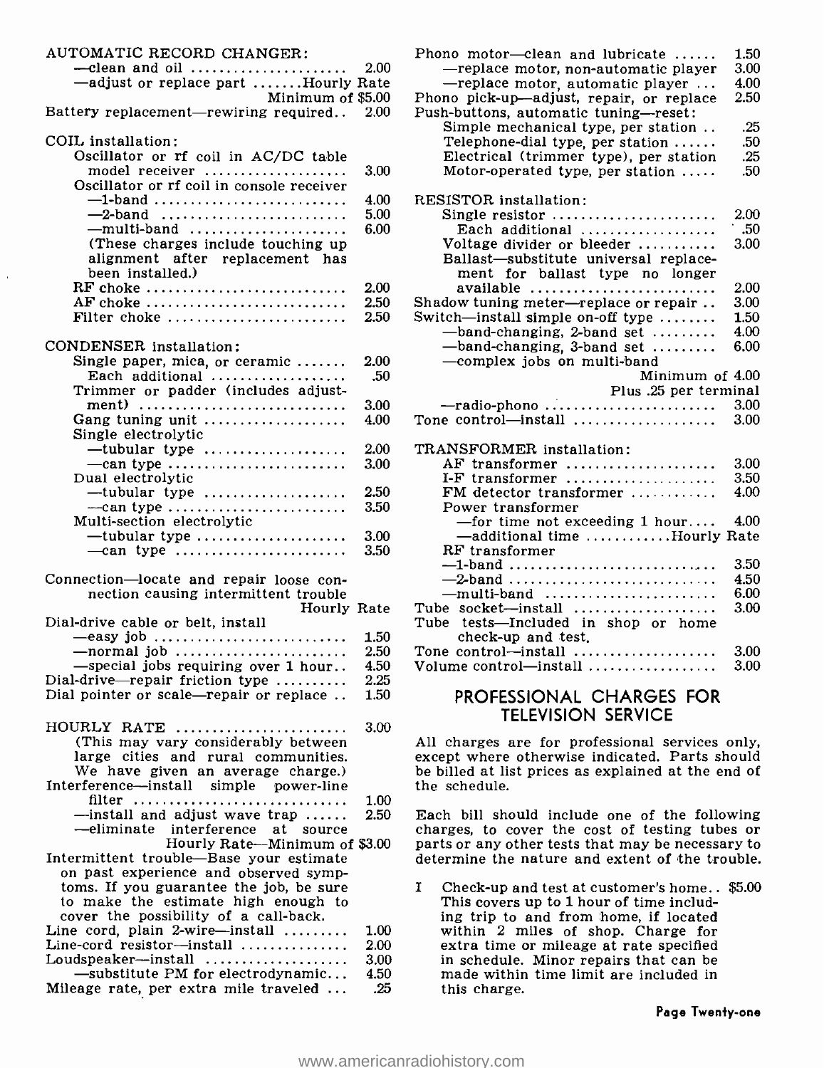AUTOMATIC RECORD CHANGER:
—clean and oil .......... 2.00
—adjust or replace part .......Hourly Rate
Minimum of $5.00
Battery replacement—rewiring required.. 2.00

COIL installation:
Oscillator or rf coil in AC/DC table model receiver .......... 3.00
Oscillator or rf coil in console receiver
—1-band .......... 4.00
—2-band .......... 5.00
—multi-band .......... 6.00
(These charges include touching up alignment after replacement has been installed.)
RF choke .......... 2.00
AF choke .......... 2.50
Filter choke .......... 2.50

CONDENSER installation:
Single paper, mica, or ceramic .......... 2.00
Each additional .......... .50
Trimmer or padder (includes adjustment) .......... 3.00
Gang tuning unit .......... 4.00
Single electrolytic
—tubular type .......... 2.00
—can type .......... 3.00
Dual electrolytic
—tubular type .......... 2.50
—can type .......... 3.50
Multi-section electrolytic
—tubular type .......... 3.00
—can type .......... 3.50

Connection—locate and repair loose connection causing intermittent trouble
Hourly Rate
Dial-drive cable or belt, install
—easy job .......... 1.50
—normal job .......... 2.50
—special jobs requiring over 1 hour.. 4.50
Dial-drive—repair friction type .......... 2.25
Dial pointer or scale—repair or replace .. 1.50

HOURLY RATE .......... 3.00
(This may vary considerably between large cities and rural communities. We have given an average charge.)
Interference—install simple power-line filter .......... 1.00
—install and adjust wave trap .......... 2.50
—eliminate interference at source
Hourly Rate—Minimum of $3.00
Intermittent trouble—Base your estimate on past experience and observed symptoms. If you guarantee the job, be sure to make the estimate high enough to cover the possibility of a call-back.
Line cord, plain 2-wire—install .......... 1.00
Line-cord resistor—install .......... 2.00
Loudspeaker—install .......... 3.00
—substitute PM for electrodynamic... 4.50
Mileage rate, per extra mile traveled ... .25

Phono motor—clean and lubricate .......... 1.50
—replace motor, non-automatic player 3.00
—replace motor, automatic player ... 4.00
Phono pick-up—adjust, repair, or replace 2.50
Push-buttons, automatic tuning—reset:
Simple mechanical type, per station .. .25
Telephone-dial type, per station .......... .50
Electrical (trimmer type), per station .25
Motor-operated type, per station .......... .50

RESISTOR installation:
Single resistor .......... 2.00
Each additional .......... .50
Voltage divider or bleeder .......... 3.00
Ballast—substitute universal replacement for ballast type no longer available .......... 2.00
Shadow tuning meter—replace or repair .. 3.00
Switch—install simple on-off type .......... 1.50
—band-changing, 2-band set .......... 4.00
—band-changing, 3-band set .......... 6.00
—complex jobs on multi-band
Minimum of 4.00
Plus .25 per terminal
—radio-phono .......... 3.00
Tone control—install .......... 3.00

TRANSFORMER installation:
AF transformer .......... 3.00
I-F transformer .......... 3.50
FM detector transformer .......... 4.00
Power transformer
—for time not exceeding 1 hour.... 4.00
—additional time ..........Hourly Rate
RF transformer
—1-band .......... 3.50
—2-band .......... 4.50
—multi-band .......... 6.00
Tube socket—install .......... 3.00
Tube tests—Included in shop or home check-up and test.
Tone control—install .......... 3.00
Volume control—install .......... 3.00

## PROFESSIONAL CHARGES FOR TELEVISION SERVICE

All charges are for professional services only, except where otherwise indicated. Parts should be billed at list prices as explained at the end of the schedule.

Each bill should include one of the following charges, to cover the cost of testing tubes or parts or any other tests that may be necessary to determine the nature and extent of the trouble.

I Check-up and test at customer's home.. $5.00
This covers up to 1 hour of time including trip to and from home, if located within 2 miles of shop. Charge for extra time or mileage at rate specified in schedule. Minor repairs that can be made within time limit are included in this charge.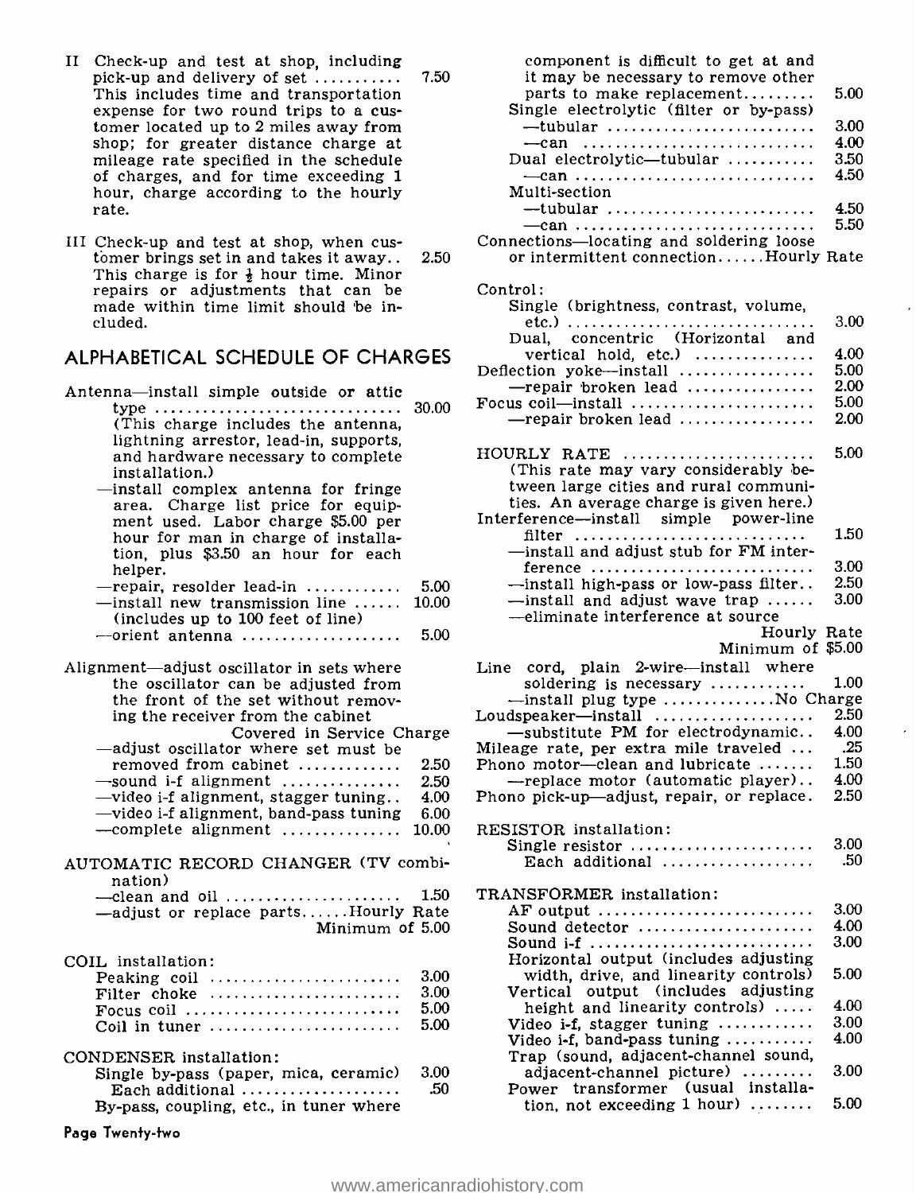II Check-up and test at shop, including pick-up and delivery of set .......... 7.50
This includes time and transportation expense for two round trips to a customer located up to 2 miles away from shop; for greater distance charge at mileage rate specified in the schedule of charges, and for time exceeding 1 hour, charge according to the hourly rate.

III Check-up and test at shop, when customer brings set in and takes it away.. 2.50
This charge is for ½ hour time. Minor repairs or adjustments that can be made within time limit should be included.

## ALPHABETICAL SCHEDULE OF CHARGES

Antenna—install simple outside or attic type .......... 30.00
(This charge includes the antenna, lightning arrestor, lead-in, supports, and hardware necessary to complete installation.)
—install complex antenna for fringe area. Charge list price for equipment used. Labor charge $5.00 per hour for man in charge of installation, plus $3.50 an hour for each helper.
—repair, resolder lead-in .......... 5.00
—install new transmission line .......... 10.00
(includes up to 100 feet of line)
—orient antenna .......... 5.00

Alignment—adjust oscillator in sets where the oscillator can be adjusted from the front of the set without removing the receiver from the cabinet .......... Covered in Service Charge
—adjust oscillator where set must be removed from cabinet .......... 2.50
—sound i-f alignment .......... 2.50
—video i-f alignment, stagger tuning.. 4.00
—video i-f alignment, band-pass tuning 6.00
—complete alignment .......... 10.00

AUTOMATIC RECORD CHANGER (TV combination)
—clean and oil .......... 1.50
—adjust or replace parts......Hourly Rate Minimum of 5.00

COIL installation:
- Peaking coil .......... 3.00
- Filter choke .......... 3.00
- Focus coil .......... 5.00
- Coil in tuner .......... 5.00

CONDENSER installation:
- Single by-pass (paper, mica, ceramic) 3.00
  - Each additional .......... .50
- By-pass, coupling, etc., in tuner where component is difficult to get at and it may be necessary to remove other parts to make replacement.......... 5.00
- Single electrolytic (filter or by-pass)
  - —tubular .......... 3.00
  - —can .......... 4.00
- Dual electrolytic—tubular .......... 3.50
  - —can .......... 4.50
- Multi-section
  - —tubular .......... 4.50
  - —can .......... 5.50

Connections—locating and soldering loose or intermittent connection......Hourly Rate

Control:
- Single (brightness, contrast, volume, etc.) .......... 3.00
- Dual, concentric (Horizontal and vertical hold, etc.) .......... 4.00

Deflection yoke—install .......... 5.00
—repair broken lead .......... 2.00
Focus coil—install .......... 5.00
—repair broken lead .......... 2.00

HOURLY RATE .......... 5.00
(This rate may vary considerably between large cities and rural communities. An average charge is given here.)

Interference—install simple power-line filter .......... 1.50
—install and adjust stub for FM interference .......... 3.00
—install high-pass or low-pass filter.. 2.50
—install and adjust wave trap .......... 3.00
—eliminate interference at source .......... Hourly Rate Minimum of $5.00

Line cord, plain 2-wire—install where soldering is necessary .......... 1.00
—install plug type ..........No Charge
Loudspeaker—install .......... 2.50
—substitute PM for electrodynamic.. 4.00
Mileage rate, per extra mile traveled ... .25
Phono motor—clean and lubricate .......... 1.50
—replace motor (automatic player).. 4.00
Phono pick-up—adjust, repair, or replace. 2.50

RESISTOR installation:
- Single resistor .......... 3.00
  - Each additional .......... .50

TRANSFORMER installation:
- AF output .......... 3.00
- Sound detector .......... 4.00
- Sound i-f .......... 3.00
- Horizontal output (includes adjusting width, drive, and linearity controls) 5.00
- Vertical output (includes adjusting height and linearity controls) .......... 4.00
- Video i-f, stagger tuning .......... 3.00
- Video i-f, band-pass tuning .......... 4.00
- Trap (sound, adjacent-channel sound, adjacent-channel picture) .......... 3.00
- Power transformer (usual installation, not exceeding 1 hour) .......... 5.00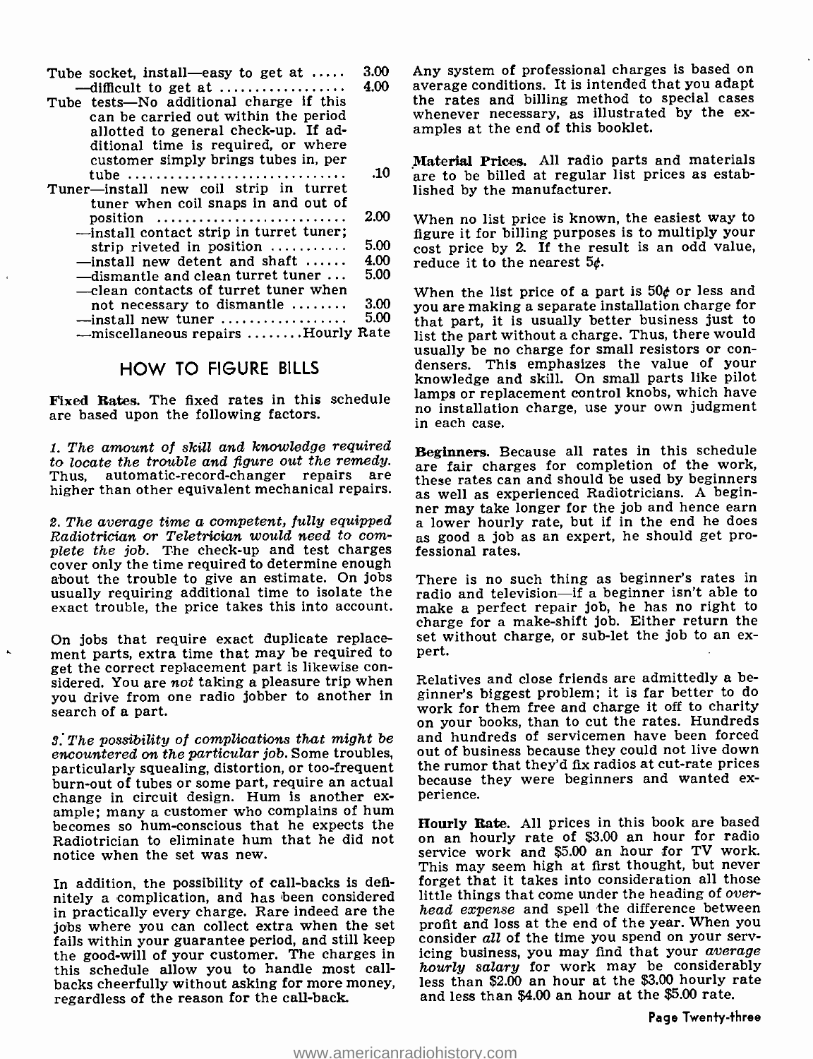| | |
|---|---|
| Tube socket, install—easy to get at ..... | 3.00 |
| —difficult to get at ................. | 4.00 |
| Tube tests—No additional charge if this can be carried out within the period allotted to general check-up. If additional time is required, or where customer simply brings tubes in, per tube ............................. | .10 |
| Tuner—install new coil strip in turret tuner when coil snaps in and out of position ......................... | 2.00 |
| —install contact strip in turret tuner; strip riveted in position ........... | 5.00 |
| —install new detent and shaft ...... | 4.00 |
| —dismantle and clean turret tuner ... | 5.00 |
| —clean contacts of turret tuner when not necessary to dismantle ........ | 3.00 |
| —install new tuner .................. | 5.00 |
| —miscellaneous repairs ........ | Hourly Rate |

## HOW TO FIGURE BILLS

**Fixed Rates.** The fixed rates in this schedule are based upon the following factors.

*1. The amount of skill and knowledge required to locate the trouble and figure out the remedy.* Thus, automatic-record-changer repairs are higher than other equivalent mechanical repairs.

*2. The average time a competent, fully equipped Radiotrician or Teletrician would need to complete the job.* The check-up and test charges cover only the time required to determine enough about the trouble to give an estimate. On jobs usually requiring additional time to isolate the exact trouble, the price takes this into account.

On jobs that require exact duplicate replacement parts, extra time that may be required to get the correct replacement part is likewise considered. You are *not* taking a pleasure trip when you drive from one radio jobber to another in search of a part.

*3. The possibility of complications that might be encountered on the particular job.* Some troubles, particularly squealing, distortion, or too-frequent burn-out of tubes or some part, require an actual change in circuit design. Hum is another example; many a customer who complains of hum becomes so hum-conscious that he expects the Radiotrician to eliminate hum that he did not notice when the set was new.

In addition, the possibility of call-backs is definitely a complication, and has been considered in practically every charge. Rare indeed are the jobs where you can collect extra when the set fails within your guarantee period, and still keep the good-will of your customer. The charges in this schedule allow you to handle most call-backs cheerfully without asking for more money, regardless of the reason for the call-back.

Any system of professional charges is based on average conditions. It is intended that you adapt the rates and billing method to special cases whenever necessary, as illustrated by the examples at the end of this booklet.

**Material Prices.** All radio parts and materials are to be billed at regular list prices as established by the manufacturer.

When no list price is known, the easiest way to figure it for billing purposes is to multiply your cost price by 2. If the result is an odd value, reduce it to the nearest 5¢.

When the list price of a part is 50¢ or less and you are making a separate installation charge for that part, it is usually better business just to list the part without a charge. Thus, there would usually be no charge for small resistors or condensers. This emphasizes the value of your knowledge and skill. On small parts like pilot lamps or replacement control knobs, which have no installation charge, use your own judgment in each case.

**Beginners.** Because all rates in this schedule are fair charges for completion of the work, these rates can and should be used by beginners as well as experienced Radiotricians. A beginner may take longer for the job and hence earn a lower hourly rate, but if in the end he does as good a job as an expert, he should get professional rates.

There is no such thing as beginner's rates in radio and television—if a beginner isn't able to make a perfect repair job, he has no right to charge for a make-shift job. Either return the set without charge, or sub-let the job to an expert.

Relatives and close friends are admittedly a beginner's biggest problem; it is far better to do work for them free and charge it off to charity on your books, than to cut the rates. Hundreds and hundreds of servicemen have been forced out of business because they could not live down the rumor that they'd fix radios at cut-rate prices because they were beginners and wanted experience.

**Hourly Rate.** All prices in this book are based on an hourly rate of $3.00 an hour for radio service work and $5.00 an hour for TV work. This may seem high at first thought, but never forget that it takes into consideration all those little things that come under the heading of *overhead expense* and spell the difference between profit and loss at the end of the year. When you consider *all* of the time you spend on your servicing business, you may find that your *average hourly salary* for work may be considerably less than $2.00 an hour at the $3.00 hourly rate and less than $4.00 an hour at the $5.00 rate.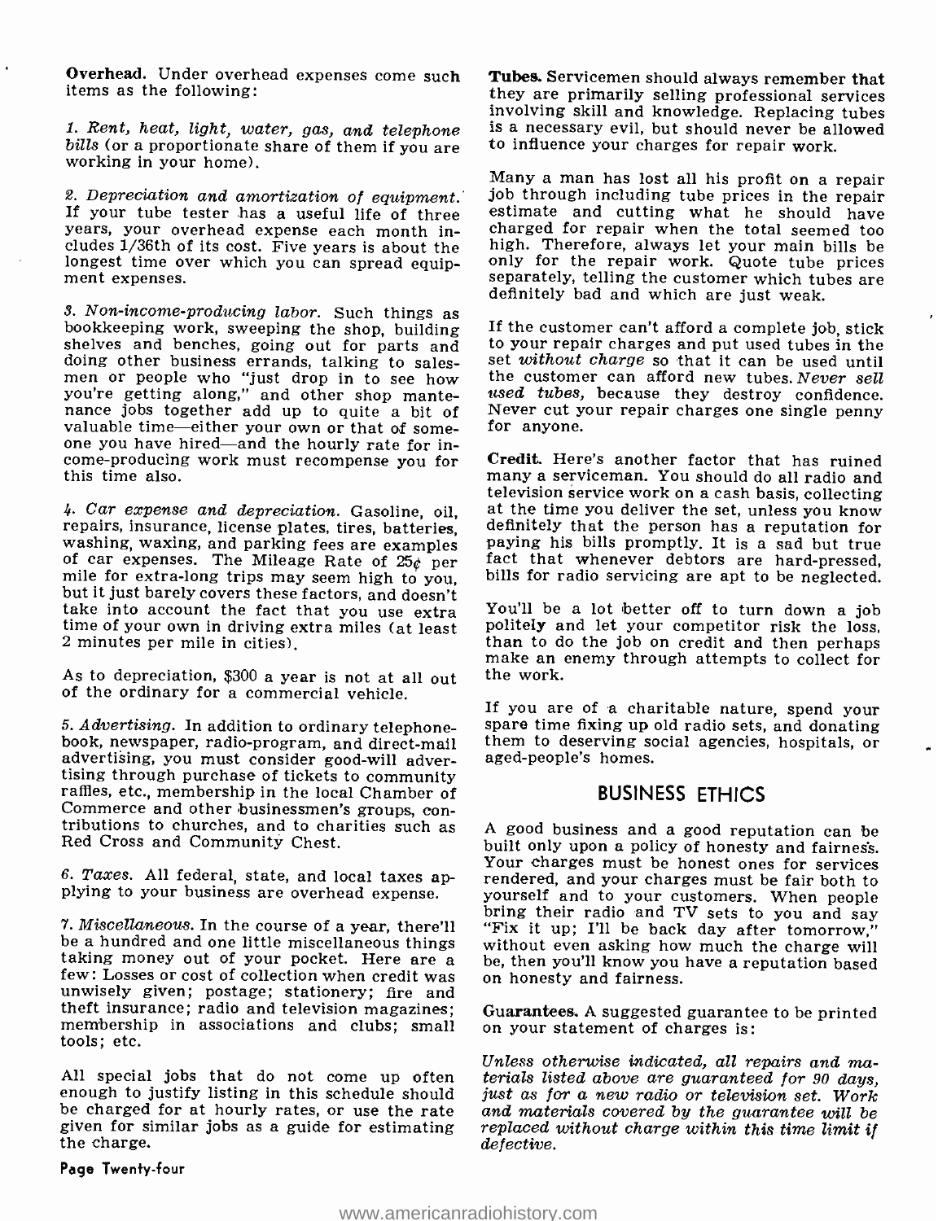**Overhead.** Under overhead expenses come such items as the following:

1. *Rent, heat, light, water, gas, and telephone bills* (or a proportionate share of them if you are working in your home).

2. *Depreciation and amortization of equipment.* If your tube tester has a useful life of three years, your overhead expense each month includes 1/36th of its cost. Five years is about the longest time over which you can spread equipment expenses.

3. *Non-income-producing labor.* Such things as bookkeeping work, sweeping the shop, building shelves and benches, going out for parts and doing other business errands, talking to salesmen or people who "just drop in to see how you're getting along," and other shop maintenance jobs together add up to quite a bit of valuable time—either your own or that of someone you have hired—and the hourly rate for income-producing work must recompense you for this time also.

4. *Car expense and depreciation.* Gasoline, oil, repairs, insurance, license plates, tires, batteries, washing, waxing, and parking fees are examples of car expenses. The Mileage Rate of 25¢ per mile for extra-long trips may seem high to you, but it just barely covers these factors, and doesn't take into account the fact that you use extra time of your own in driving extra miles (at least 2 minutes per mile in cities).

As to depreciation, $300 a year is not at all out of the ordinary for a commercial vehicle.

5. *Advertising.* In addition to ordinary telephone-book, newspaper, radio-program, and direct-mail advertising, you must consider good-will advertising through purchase of tickets to community raffles, etc., membership in the local Chamber of Commerce and other businessmen's groups, contributions to churches, and to charities such as Red Cross and Community Chest.

6. *Taxes.* All federal, state, and local taxes applying to your business are overhead expense.

7. *Miscellaneous.* In the course of a year, there'll be a hundred and one little miscellaneous things taking money out of your pocket. Here are a few: Losses or cost of collection when credit was unwisely given; postage; stationery; fire and theft insurance; radio and television magazines; membership in associations and clubs; small tools; etc.

All special jobs that do not come up often enough to justify listing in this schedule should be charged for at hourly rates, or use the rate given for similar jobs as a guide for estimating the charge.

**Tubes.** Servicemen should always remember that they are primarily selling professional services involving skill and knowledge. Replacing tubes is a necessary evil, but should never be allowed to influence your charges for repair work.

Many a man has lost all his profit on a repair job through including tube prices in the repair estimate and cutting what he should have charged for repair when the total seemed too high. Therefore, always let your main bills be only for the repair work. Quote tube prices separately, telling the customer which tubes are definitely bad and which are just weak.

If the customer can't afford a complete job, stick to your repair charges and put used tubes in the set *without charge* so that it can be used until the customer can afford new tubes. *Never sell used tubes,* because they destroy confidence. Never cut your repair charges one single penny for anyone.

**Credit.** Here's another factor that has ruined many a serviceman. You should do all radio and television service work on a cash basis, collecting at the time you deliver the set, unless you know definitely that the person has a reputation for paying his bills promptly. It is a sad but true fact that whenever debtors are hard-pressed, bills for radio servicing are apt to be neglected.

You'll be a lot better off to turn down a job politely and let your competitor risk the loss, than to do the job on credit and then perhaps make an enemy through attempts to collect for the work.

If you are of a charitable nature, spend your spare time fixing up old radio sets, and donating them to deserving social agencies, hospitals, or aged-people's homes.

## BUSINESS ETHICS

A good business and a good reputation can be built only upon a policy of honesty and fairness. Your charges must be honest ones for services rendered, and your charges must be fair both to yourself and to your customers. When people bring their radio and TV sets to you and say "Fix it up; I'll be back day after tomorrow," without even asking how much the charge will be, then you'll know you have a reputation based on honesty and fairness.

**Guarantees.** A suggested guarantee to be printed on your statement of charges is:

*Unless otherwise indicated, all repairs and materials listed above are guaranteed for 90 days, just as for a new radio or television set. Work and materials covered by the guarantee will be replaced without charge within this time limit if defective.*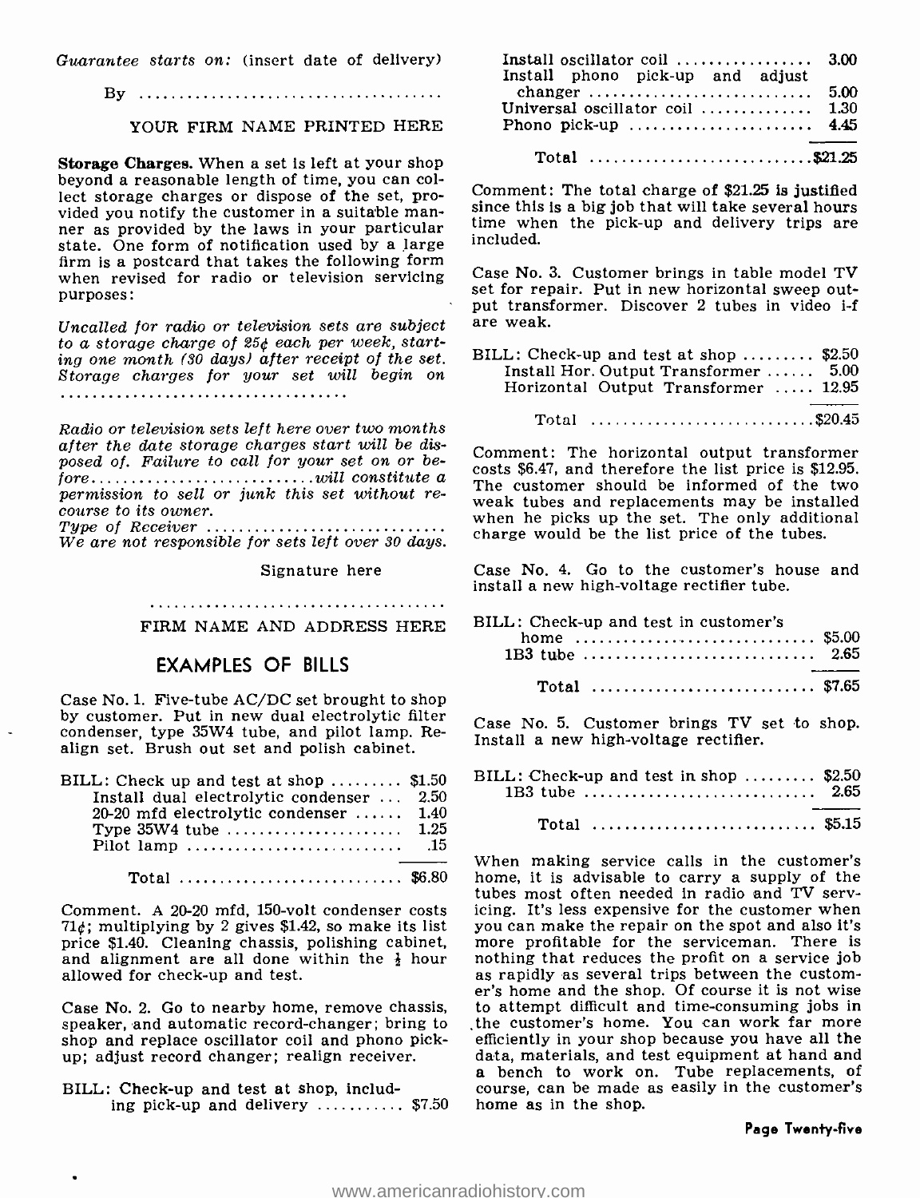*Guarantee starts on:* (insert date of delivery)

By ....................................

YOUR FIRM NAME PRINTED HERE

**Storage Charges.** When a set is left at your shop beyond a reasonable length of time, you can collect storage charges or dispose of the set, provided you notify the customer in a suitable manner as provided by the laws in your particular state. One form of notification used by a large firm is a postcard that takes the following form when revised for radio or television servicing purposes:

*Uncalled for radio or television sets are subject to a storage charge of 25¢ each per week, starting one month (30 days) after receipt of the set. Storage charges for your set will begin on ..................................*

*Radio or television sets left here over two months after the date storage charges start will be disposed of. Failure to call for your set on or before.........................will constitute a permission to sell or junk this set without recourse to its owner.*
*Type of Receiver ............................*
*We are not responsible for sets left over 30 days.*

Signature here

....................................

FIRM NAME AND ADDRESS HERE

## EXAMPLES OF BILLS

Case No. 1. Five-tube AC/DC set brought to shop by customer. Put in new dual electrolytic filter condenser, type 35W4 tube, and pilot lamp. Realign set. Brush out set and polish cabinet.

| BILL: | |
|---|---|
| Check up and test at shop | $1.50 |
| Install dual electrolytic condenser | 2.50 |
| 20-20 mfd electrolytic condenser | 1.40 |
| Type 35W4 tube | 1.25 |
| Pilot lamp | .15 |
| Total | $6.80 |

Comment. A 20-20 mfd, 150-volt condenser costs 71¢; multiplying by 2 gives $1.42, so make its list price $1.40. Cleaning chassis, polishing cabinet, and alignment are all done within the ½ hour allowed for check-up and test.

Case No. 2. Go to nearby home, remove chassis, speaker, and automatic record-changer; bring to shop and replace oscillator coil and phono pick-up; adjust record changer; realign receiver.

| BILL: | |
|---|---|
| Check-up and test at shop, including pick-up and delivery | $7.50 |
| Install oscillator coil | 3.00 |
| Install phono pick-up and adjust changer | 5.00 |
| Universal oscillator coil | 1.30 |
| Phono pick-up | 4.45 |
| Total | $21.25 |

Comment: The total charge of $21.25 is justified since this is a big job that will take several hours time when the pick-up and delivery trips are included.

Case No. 3. Customer brings in table model TV set for repair. Put in new horizontal sweep output transformer. Discover 2 tubes in video i-f are weak.

| BILL: | |
|---|---|
| Check-up and test at shop | $2.50 |
| Install Hor. Output Transformer | 5.00 |
| Horizontal Output Transformer | 12.95 |
| Total | $20.45 |

Comment: The horizontal output transformer costs $6.47, and therefore the list price is $12.95. The customer should be informed of the two weak tubes and replacements may be installed when he picks up the set. The only additional charge would be the list price of the tubes.

Case No. 4. Go to the customer's house and install a new high-voltage rectifier tube.

| BILL: | |
|---|---|
| Check-up and test in customer's home | $5.00 |
| 1B3 tube | 2.65 |
| Total | $7.65 |

Case No. 5. Customer brings TV set to shop. Install a new high-voltage rectifier.

| BILL: | |
|---|---|
| Check-up and test in shop | $2.50 |
| 1B3 tube | 2.65 |
| Total | $5.15 |

When making service calls in the customer's home, it is advisable to carry a supply of the tubes most often needed in radio and TV servicing. It's less expensive for the customer when you can make the repair on the spot and also it's more profitable for the serviceman. There is nothing that reduces the profit on a service job as rapidly as several trips between the customer's home and the shop. Of course it is not wise to attempt difficult and time-consuming jobs in the customer's home. You can work far more efficiently in your shop because you have all the data, materials, and test equipment at hand and a bench to work on. Tube replacements, of course, can be made as easily in the customer's home as in the shop.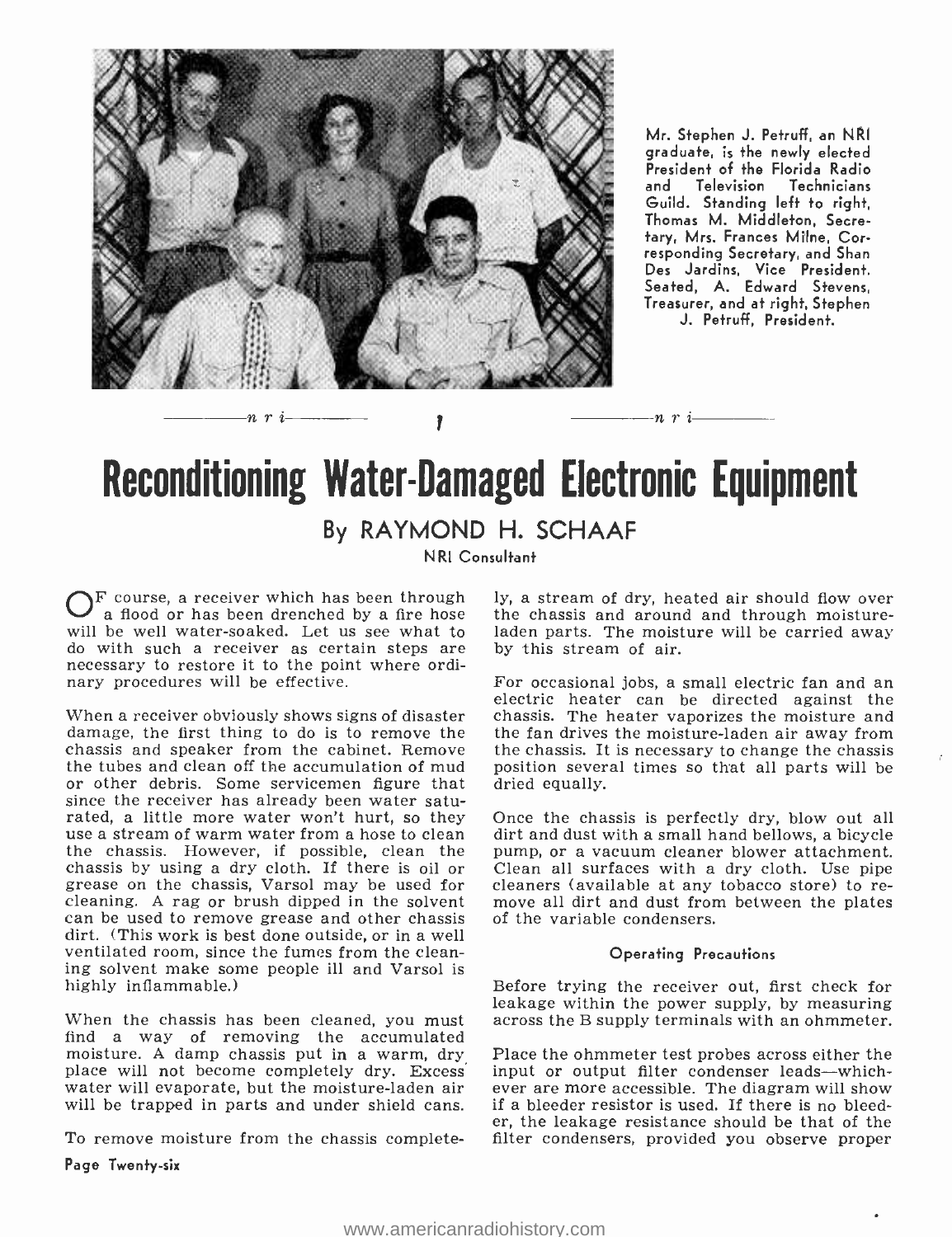Mr. Stephen J. Petruff, an NRI graduate, is the newly elected President of the Florida Radio and Television Technicians Guild. Standing left to right, Thomas M. Middleton, Secretary, Mrs. Frances Milne, Corresponding Secretary, and Shan Des Jardins, Vice President. Seated, A. Edward Stevens, Treasurer, and at right, Stephen J. Petruff, President.

# Reconditioning Water-Damaged Electronic Equipment

By RAYMOND H. SCHAAF

NRI Consultant

Of course, a receiver which has been through a flood or has been drenched by a fire hose will be well water-soaked. Let us see what to do with such a receiver as certain steps are necessary to restore it to the point where ordinary procedures will be effective.

When a receiver obviously shows signs of disaster damage, the first thing to do is to remove the chassis and speaker from the cabinet. Remove the tubes and clean off the accumulation of mud or other debris. Some servicemen figure that since the receiver has already been water saturated, a little more water won't hurt, so they use a stream of warm water from a hose to clean the chassis. However, if possible, clean the chassis by using a dry cloth. If there is oil or grease on the chassis, Varsol may be used for cleaning. A rag or brush dipped in the solvent can be used to remove grease and other chassis dirt. (This work is best done outside, or in a well ventilated room, since the fumes from the cleaning solvent make some people ill and Varsol is highly inflammable.)

When the chassis has been cleaned, you must find a way of removing the accumulated moisture. A damp chassis put in a warm, dry place will not become completely dry. Excess water will evaporate, but the moisture-laden air will be trapped in parts and under shield cans.

To remove moisture from the chassis completely, a stream of dry, heated air should flow over the chassis and around and through moisture-laden parts. The moisture will be carried away by this stream of air.

For occasional jobs, a small electric fan and an electric heater can be directed against the chassis. The heater vaporizes the moisture and the fan drives the moisture-laden air away from the chassis. It is necessary to change the chassis position several times so that all parts will be dried equally.

Once the chassis is perfectly dry, blow out all dirt and dust with a small hand bellows, a bicycle pump, or a vacuum cleaner blower attachment. Clean all surfaces with a dry cloth. Use pipe cleaners (available at any tobacco store) to remove all dirt and dust from between the plates of the variable condensers.

### Operating Precautions

Before trying the receiver out, first check for leakage within the power supply, by measuring across the B supply terminals with an ohmmeter.

Place the ohmmeter test probes across either the input or output filter condenser leads—whichever are more accessible. The diagram will show if a bleeder resistor is used. If there is no bleeder, the leakage resistance should be that of the filter condensers, provided you observe proper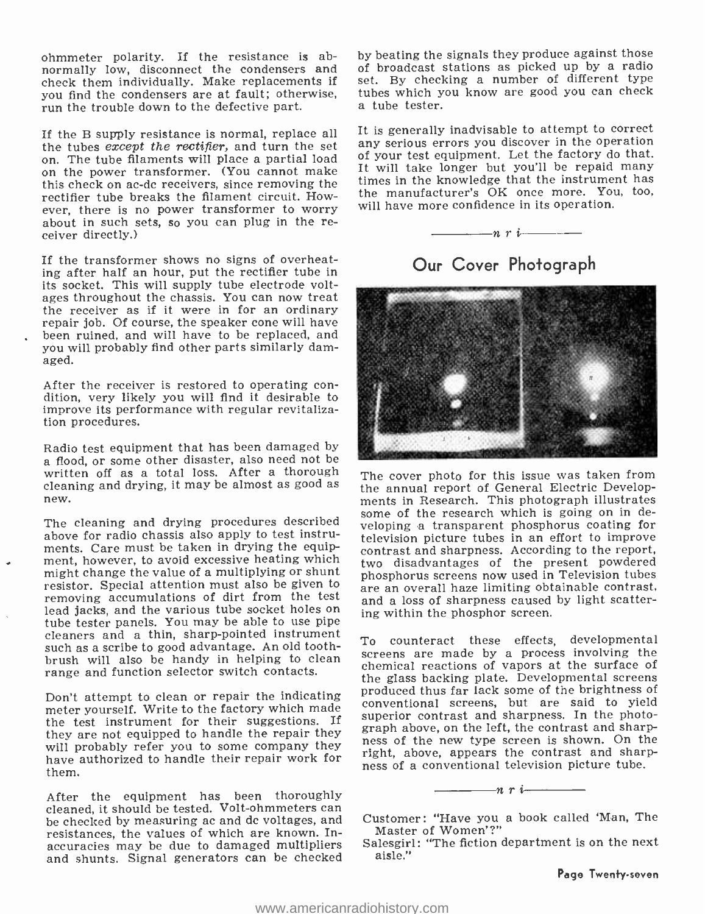ohmmeter polarity. If the resistance is abnormally low, disconnect the condensers and check them individually. Make replacements if you find the condensers are at fault; otherwise, run the trouble down to the defective part.

If the B supply resistance is normal, replace all the tubes *except the rectifier,* and turn the set on. The tube filaments will place a partial load on the power transformer. (You cannot make this check on ac-dc receivers, since removing the rectifier tube breaks the filament circuit. However, there is no power transformer to worry about in such sets, so you can plug in the receiver directly.)

If the transformer shows no signs of overheating after half an hour, put the rectifier tube in its socket. This will supply tube electrode voltages throughout the chassis. You can now treat the receiver as if it were in for an ordinary repair job. Of course, the speaker cone will have been ruined, and will have to be replaced, and you will probably find other parts similarly damaged.

After the receiver is restored to operating condition, very likely you will find it desirable to improve its performance with regular revitalization procedures.

Radio test equipment that has been damaged by a flood, or some other disaster, also need not be written off as a total loss. After a thorough cleaning and drying, it may be almost as good as new.

The cleaning and drying procedures described above for radio chassis also apply to test instruments. Care must be taken in drying the equipment, however, to avoid excessive heating which might change the value of a multiplying or shunt resistor. Special attention must also be given to removing accumulations of dirt from the test lead jacks, and the various tube socket holes on tube tester panels. You may be able to use pipe cleaners and a thin, sharp-pointed instrument such as a scribe to good advantage. An old toothbrush will also be handy in helping to clean range and function selector switch contacts.

Don't attempt to clean or repair the indicating meter yourself. Write to the factory which made the test instrument for their suggestions. If they are not equipped to handle the repair they will probably refer you to some company they have authorized to handle their repair work for them.

After the equipment has been thoroughly cleaned, it should be tested. Volt-ohmmeters can be checked by measuring ac and dc voltages, and resistances, the values of which are known. Inaccuracies may be due to damaged multipliers and shunts. Signal generators can be checked by beating the signals they produce against those of broadcast stations as picked up by a radio set. By checking a number of different type tubes which you know are good you can check a tube tester.

It is generally inadvisable to attempt to correct any serious errors you discover in the operation of your test equipment. Let the factory do that. It will take longer but you'll be repaid many times in the knowledge that the instrument has the manufacturer's OK once more. You, too, will have more confidence in its operation.

—n r i—

## Our Cover Photograph

The cover photo for this issue was taken from the annual report of General Electric Developments in Research. This photograph illustrates some of the research which is going on in developing a transparent phosphorus coating for television picture tubes in an effort to improve contrast and sharpness. According to the report, two disadvantages of the present powdered phosphorus screens now used in Television tubes are an overall haze limiting obtainable contrast, and a loss of sharpness caused by light scattering within the phosphor screen.

To counteract these effects, developmental screens are made by a process involving the chemical reactions of vapors at the surface of the glass backing plate. Developmental screens produced thus far lack some of the brightness of conventional screens, but are said to yield superior contrast and sharpness. In the photograph above, on the left, the contrast and sharpness of the new type screen is shown. On the right, above, appears the contrast and sharpness of a conventional television picture tube.

—n r i—

Customer: "Have you a book called 'Man, The Master of Women'?"

Salesgirl: "The fiction department is on the next aisle."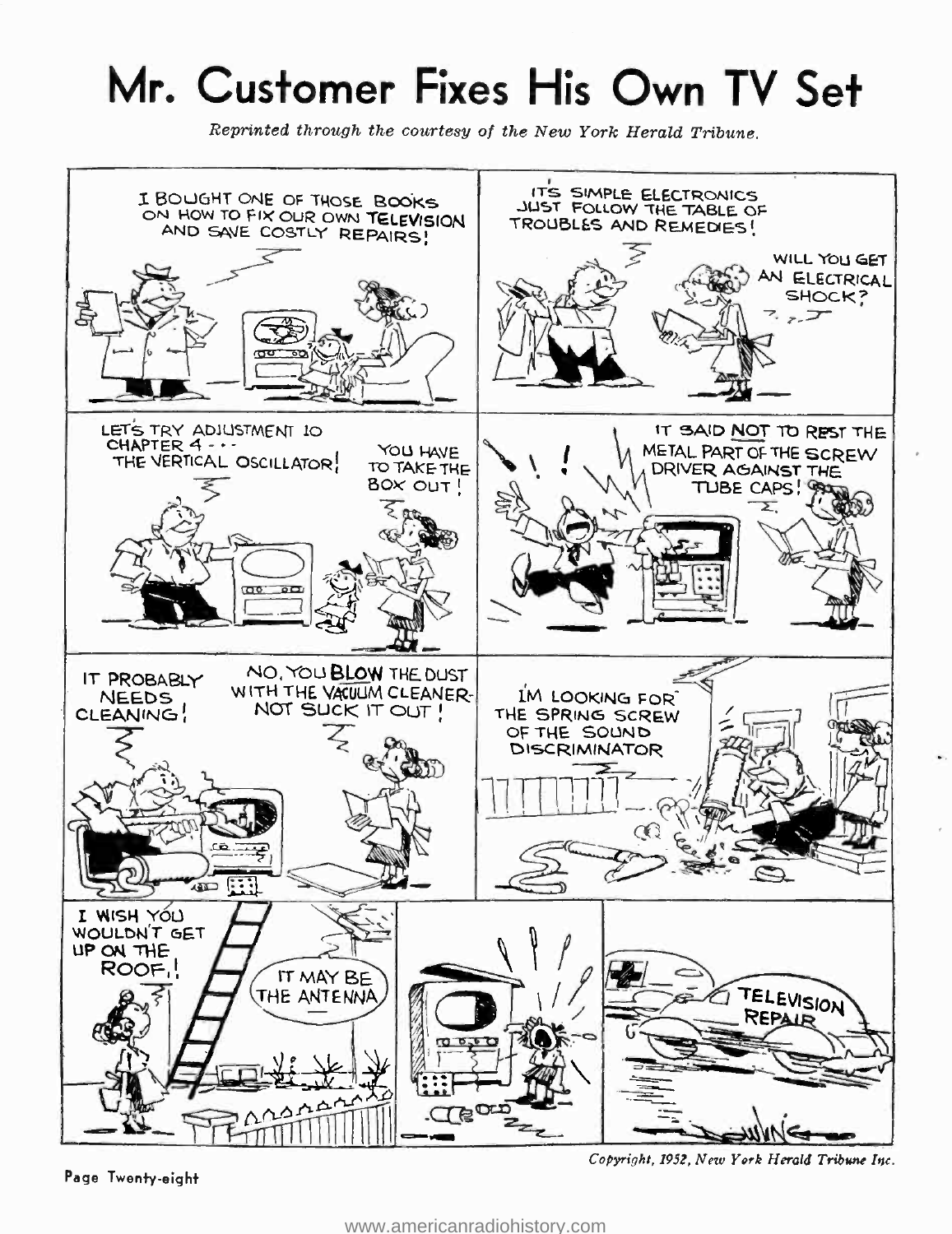# Mr. Customer Fixes His Own TV Set

*Reprinted through the courtesy of the New York Herald Tribune.*

I BOUGHT ONE OF THOSE BOOKS ON HOW TO FIX OUR OWN TELEVISION AND SAVE COSTLY REPAIRS!

IT'S SIMPLE ELECTRONICS JUST FOLLOW THE TABLE OF TROUBLES AND REMEDIES!

WILL YOU GET AN ELECTRICAL SHOCK?

LET'S TRY ADJUSTMENT 10 CHAPTER 4 - - - THE VERTICAL OSCILLATOR!

YOU HAVE TO TAKE THE BOX OUT!

IT SAID NOT TO REST THE METAL PART OF THE SCREW DRIVER AGAINST THE TUBE CAPS!

IT PROBABLY NEEDS CLEANING!

NO, YOU BLOW THE DUST WITH THE VACUUM CLEANER- NOT SUCK IT OUT!

I'M LOOKING FOR THE SPRING SCREW OF THE SOUND DISCRIMINATOR

I WISH YOU WOULDN'T GET UP ON THE ROOF!

IT MAY BE THE ANTENNA

TELEVISION REPAIR

*Copyright, 1952, New York Herald Tribune Inc.*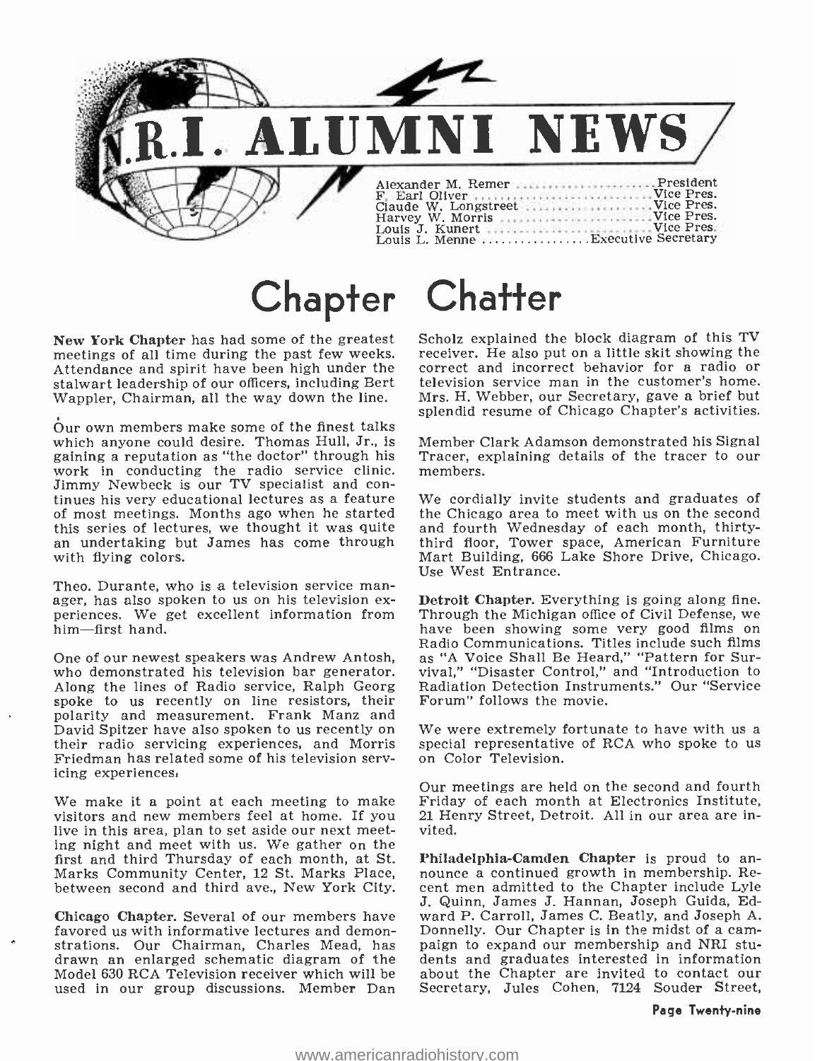# N.R.I. ALUMNI NEWS

Alexander M. Remer ........................ President
F. Earl Oliver ............................... Vice Pres.
Claude W. Longstreet ..................... Vice Pres.
Harvey W. Morris .......................... Vice Pres.
Louis J. Kunert ............................. Vice Pres.
Louis L. Menne ................ Executive Secretary

# Chapter Chatter

**New York Chapter** has had some of the greatest meetings of all time during the past few weeks. Attendance and spirit have been high under the stalwart leadership of our officers, including Bert Wappler, Chairman, all the way down the line.

Our own members make some of the finest talks which anyone could desire. Thomas Hull, Jr., is gaining a reputation as "the doctor" through his work in conducting the radio service clinic. Jimmy Newbeck is our TV specialist and continues his very educational lectures as a feature of most meetings. Months ago when he started this series of lectures, we thought it was quite an undertaking but James has come through with flying colors.

Theo. Durante, who is a television service manager, has also spoken to us on his television experiences. We get excellent information from him—first hand.

One of our newest speakers was Andrew Antosh, who demonstrated his television bar generator. Along the lines of Radio service, Ralph Georg spoke to us recently on line resistors, their polarity and measurement. Frank Manz and David Spitzer have also spoken to us recently on their radio servicing experiences, and Morris Friedman has related some of his television servicing experiences.

We make it a point at each meeting to make visitors and new members feel at home. If you live in this area, plan to set aside our next meeting night and meet with us. We gather on the first and third Thursday of each month, at St. Marks Community Center, 12 St. Marks Place, between second and third ave., New York City.

**Chicago Chapter.** Several of our members have favored us with informative lectures and demonstrations. Our Chairman, Charles Mead, has drawn an enlarged schematic diagram of the Model 630 RCA Television receiver which will be used in our group discussions. Member Dan Scholz explained the block diagram of this TV receiver. He also put on a little skit showing the correct and incorrect behavior for a radio or television service man in the customer's home. Mrs. H. Webber, our Secretary, gave a brief but splendid resume of Chicago Chapter's activities.

Member Clark Adamson demonstrated his Signal Tracer, explaining details of the tracer to our members.

We cordially invite students and graduates of the Chicago area to meet with us on the second and fourth Wednesday of each month, thirty-third floor, Tower space, American Furniture Mart Building, 666 Lake Shore Drive, Chicago. Use West Entrance.

**Detroit Chapter.** Everything is going along fine. Through the Michigan office of Civil Defense, we have been showing some very good films on Radio Communications. Titles include such films as "A Voice Shall Be Heard," "Pattern for Survival," "Disaster Control," and "Introduction to Radiation Detection Instruments." Our "Service Forum" follows the movie.

We were extremely fortunate to have with us a special representative of RCA who spoke to us on Color Television.

Our meetings are held on the second and fourth Friday of each month at Electronics Institute, 21 Henry Street, Detroit. All in our area are invited.

**Philadelphia-Camden Chapter** is proud to announce a continued growth in membership. Recent men admitted to the Chapter include Lyle J. Quinn, James J. Hannan, Joseph Guida, Edward P. Carroll, James C. Beatly, and Joseph A. Donnelly. Our Chapter is in the midst of a campaign to expand our membership and NRI students and graduates interested in information about the Chapter are invited to contact our Secretary, Jules Cohen, 7124 Souder Street,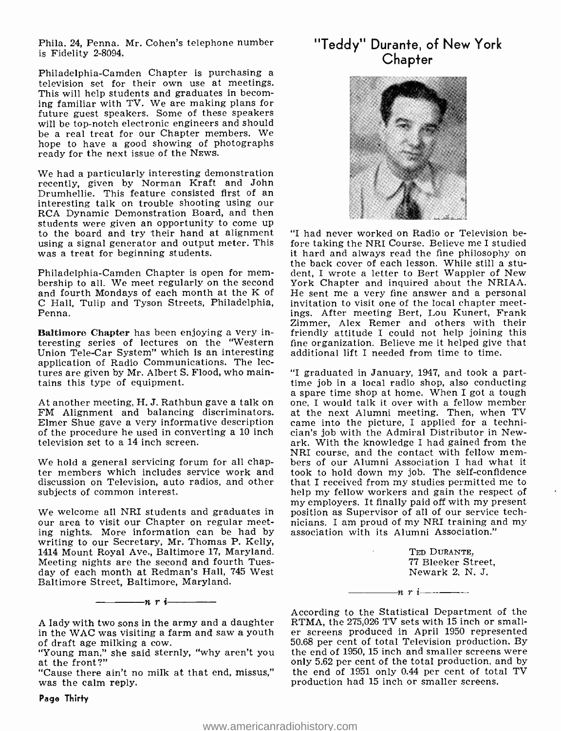Phila. 24, Penna. Mr. Cohen's telephone number is Fidelity 2-8094.

Philadelphia-Camden Chapter is purchasing a television set for their own use at meetings. This will help students and graduates in becoming familiar with TV. We are making plans for future guest speakers. Some of these speakers will be top-notch electronic engineers and should be a real treat for our Chapter members. We hope to have a good showing of photographs ready for the next issue of the NEWS.

We had a particularly interesting demonstration recently, given by Norman Kraft and John Drumhellie. This feature consisted first of an interesting talk on trouble shooting using our RCA Dynamic Demonstration Board, and then students were given an opportunity to come up to the board and try their hand at alignment using a signal generator and output meter. This was a treat for beginning students.

Philadelphia-Camden Chapter is open for membership to all. We meet regularly on the second and fourth Mondays of each month at the K of C Hall, Tulip and Tyson Streets, Philadelphia, Penna.

**Baltimore Chapter** has been enjoying a very interesting series of lectures on the "Western Union Tele-Car System" which is an interesting application of Radio Communications. The lectures are given by Mr. Albert S. Flood, who maintains this type of equipment.

At another meeting, H. J. Rathbun gave a talk on FM Alignment and balancing discriminators. Elmer Shue gave a very informative description of the procedure he used in converting a 10 inch television set to a 14 inch screen.

We hold a general servicing forum for all chapter members which includes service work and discussion on Television, auto radios, and other subjects of common interest.

We welcome all NRI students and graduates in our area to visit our Chapter on regular meeting nights. More information can be had by writing to our Secretary, Mr. Thomas P. Kelly, 1414 Mount Royal Ave., Baltimore 17, Maryland. Meeting nights are the second and fourth Tuesday of each month at Redman's Hall, 745 West Baltimore Street, Baltimore, Maryland.

*n r i*

A lady with two sons in the army and a daughter in the WAC was visiting a farm and saw a youth of draft age milking a cow.

"Young man," she said sternly, "why aren't you at the front?"

"Cause there ain't no milk at that end, missus," was the calm reply.

## "Teddy" Durante, of New York Chapter

"I had never worked on Radio or Television before taking the NRI Course. Believe me I studied it hard and always read the fine philosophy on the back cover of each lesson. While still a student, I wrote a letter to Bert Wappler of New York Chapter and inquired about the NRIAA. He sent me a very fine answer and a personal invitation to visit one of the local chapter meetings. After meeting Bert, Lou Kunert, Frank Zimmer, Alex Remer and others with their friendly attitude I could not help joining this fine organization. Believe me it helped give that additional lift I needed from time to time.

"I graduated in January, 1947, and took a part-time job in a local radio shop, also conducting a spare time shop at home. When I got a tough one, I would talk it over with a fellow member at the next Alumni meeting. Then, when TV came into the picture, I applied for a technician's job with the Admiral Distributor in Newark. With the knowledge I had gained from the NRI course, and the contact with fellow members of our Alumni Association I had what it took to hold down my job. The self-confidence that I received from my studies permitted me to help my fellow workers and gain the respect of my employers. It finally paid off with my present position as Supervisor of all of our service technicians. I am proud of my NRI training and my association with its Alumni Association."

TED DURANTE,
77 Bleeker Street,
Newark 2, N. J.

*n r i*

According to the Statistical Department of the RTMA, the 275,026 TV sets with 15 inch or smaller screens produced in April 1950 represented 50.68 per cent of total Television production. By the end of 1950, 15 inch and smaller screens were only 5.62 per cent of the total production, and by the end of 1951 only 0.44 per cent of total TV production had 15 inch or smaller screens.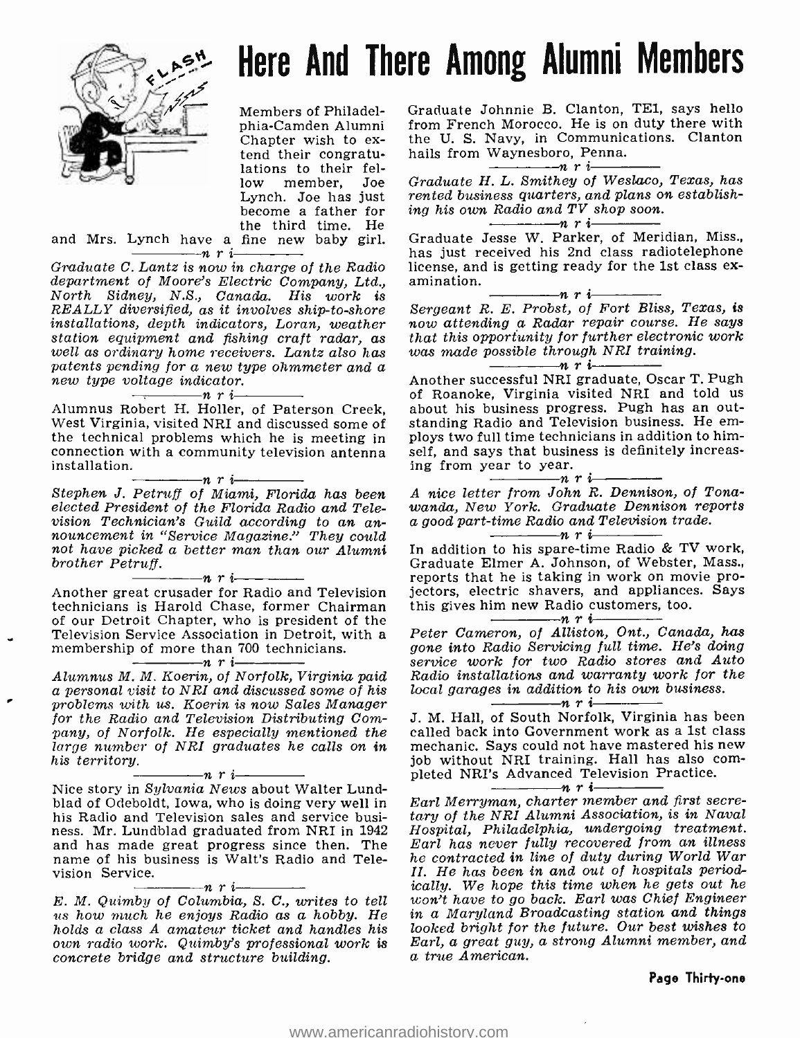# Here And There Among Alumni Members

Members of Philadelphia-Camden Alumni Chapter wish to extend their congratulations to their fellow member, Joe Lynch. Joe has just become a father for the third time. He and Mrs. Lynch have a fine new baby girl.

—————n r i—————

*Graduate C. Lantz is now in charge of the Radio department of Moore's Electric Company, Ltd., North Sidney, N.S., Canada. His work is REALLY diversified, as it involves ship-to-shore installations, depth indicators, Loran, weather station equipment and fishing craft radar, as well as ordinary home receivers. Lantz also has patents pending for a new type ohmmeter and a new type voltage indicator.*

—————n r i—————

Alumnus Robert H. Holler, of Paterson Creek, West Virginia, visited NRI and discussed some of the technical problems which he is meeting in connection with a community television antenna installation.

—————n r i—————

*Stephen J. Petruff of Miami, Florida has been elected President of the Florida Radio and Television Technician's Guild according to an announcement in "Service Magazine." They could not have picked a better man than our Alumni brother Petruff.*

—————n r i—————

Another great crusader for Radio and Television technicians is Harold Chase, former Chairman of our Detroit Chapter, who is president of the Television Service Association in Detroit, with a membership of more than 700 technicians.

—————n r i—————

*Alumnus M. M. Koerin, of Norfolk, Virginia paid a personal visit to NRI and discussed some of his problems with us. Koerin is now Sales Manager for the Radio and Television Distributing Company, of Norfolk. He especially mentioned the large number of NRI graduates he calls on in his territory.*

—————n r i—————

Nice story in *Sylvania News* about Walter Lundblad of Odeboldt, Iowa, who is doing very well in his Radio and Television sales and service business. Mr. Lundblad graduated from NRI in 1942 and has made great progress since then. The name of his business is Walt's Radio and Television Service.

—————n r i—————

*E. M. Quimby of Columbia, S. C., writes to tell us how much he enjoys Radio as a hobby. He holds a class A amateur ticket and handles his own radio work. Quimby's professional work is concrete bridge and structure building.*

Graduate Johnnie B. Clanton, TE1, says hello from French Morocco. He is on duty there with the U. S. Navy, in Communications. Clanton hails from Waynesboro, Penna.

—————n r i—————

*Graduate H. L. Smithey of Weslaco, Texas, has rented business quarters, and plans on establishing his own Radio and TV shop soon.*

—————n r i—————

Graduate Jesse W. Parker, of Meridian, Miss., has just received his 2nd class radiotelephone license, and is getting ready for the 1st class examination.

—————n r i—————

*Sergeant R. E. Probst, of Fort Bliss, Texas, is now attending a Radar repair course. He says that this opportunity for further electronic work was made possible through NRI training.*

—————n r i—————

Another successful NRI graduate, Oscar T. Pugh of Roanoke, Virginia visited NRI and told us about his business progress. Pugh has an outstanding Radio and Television business. He employs two full time technicians in addition to himself, and says that business is definitely increasing from year to year.

—————n r i—————

*A nice letter from John R. Dennison, of Tonawanda, New York. Graduate Dennison reports a good part-time Radio and Television trade.*

—————n r i—————

In addition to his spare-time Radio & TV work, Graduate Elmer A. Johnson, of Webster, Mass., reports that he is taking in work on movie projectors, electric shavers, and appliances. Says this gives him new Radio customers, too.

—————n r i—————

*Peter Cameron, of Alliston, Ont., Canada, has gone into Radio Servicing full time. He's doing service work for two Radio stores and Auto Radio installations and warranty work for the local garages in addition to his own business.*

—————n r i—————

J. M. Hall, of South Norfolk, Virginia has been called back into Government work as a 1st class mechanic. Says could not have mastered his new job without NRI training. Hall has also completed NRI's Advanced Television Practice.

—————n r i—————

*Earl Merryman, charter member and first secretary of the NRI Alumni Association, is in Naval Hospital, Philadelphia, undergoing treatment. Earl has never fully recovered from an illness he contracted in line of duty during World War II. He has been in and out of hospitals periodically. We hope this time when he gets out he won't have to go back. Earl was Chief Engineer in a Maryland Broadcasting station and things looked bright for the future. Our best wishes to Earl, a great guy, a strong Alumni member, and a true American.*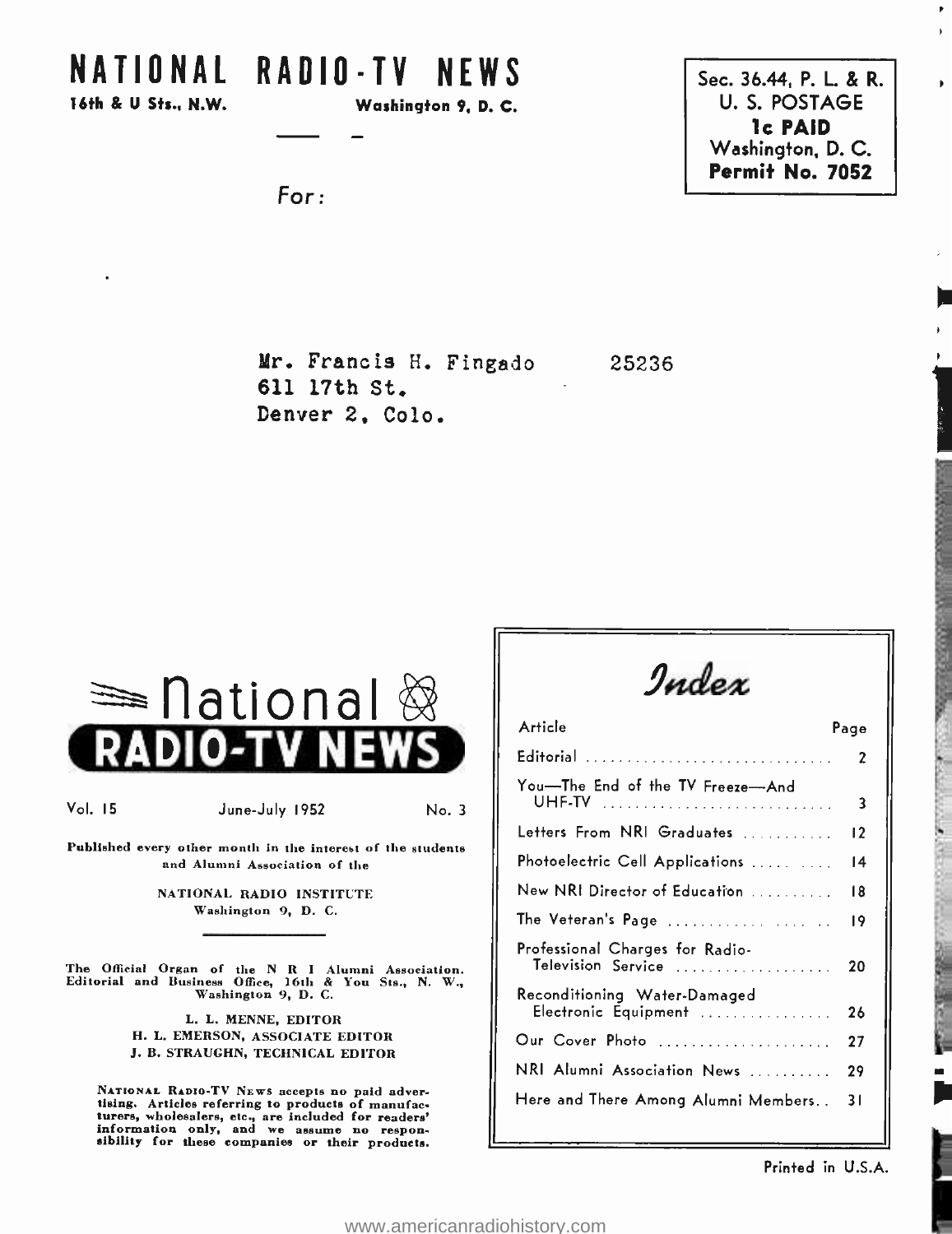# NATIONAL RADIO-TV NEWS

**16th & U Sts., N.W.** **Washington 9, D. C.**

Sec. 36.44, P. L. & R.
U. S. POSTAGE
**1c PAID**
Washington, D. C.
**Permit No. 7052**

For:

Mr. Francis H. Fingado 25236
611 17th St.
Denver 2, Colo.

# National RADIO-TV NEWS

Vol. 15 June-July 1952 No. 3

**Published every other month in the interest of the students and Alumni Association of the**

NATIONAL RADIO INSTITUTE
Washington 9, D. C.

**The Official Organ of the N R I Alumni Association. Editorial and Business Office, 16th & You Sts., N. W., Washington 9, D. C.**

L. L. MENNE, EDITOR
H. L. EMERSON, ASSOCIATE EDITOR
J. B. STRAUGHN, TECHNICAL EDITOR

**NATIONAL RADIO-TV NEWS accepts no paid advertising. Articles referring to products of manufacturers, wholesalers, etc., are included for readers' information only, and we assume no responsibility for these companies or their products.**

## *Index*

| Article | Page |
|---|---|
| Editorial | 2 |
| You—The End of the TV Freeze—And UHF-TV | 3 |
| Letters From NRI Graduates | 12 |
| Photoelectric Cell Applications | 14 |
| New NRI Director of Education | 18 |
| The Veteran's Page | 19 |
| Professional Charges for Radio-Television Service | 20 |
| Reconditioning Water-Damaged Electronic Equipment | 26 |
| Our Cover Photo | 27 |
| NRI Alumni Association News | 29 |
| Here and There Among Alumni Members | 31 |

Printed in U.S.A.